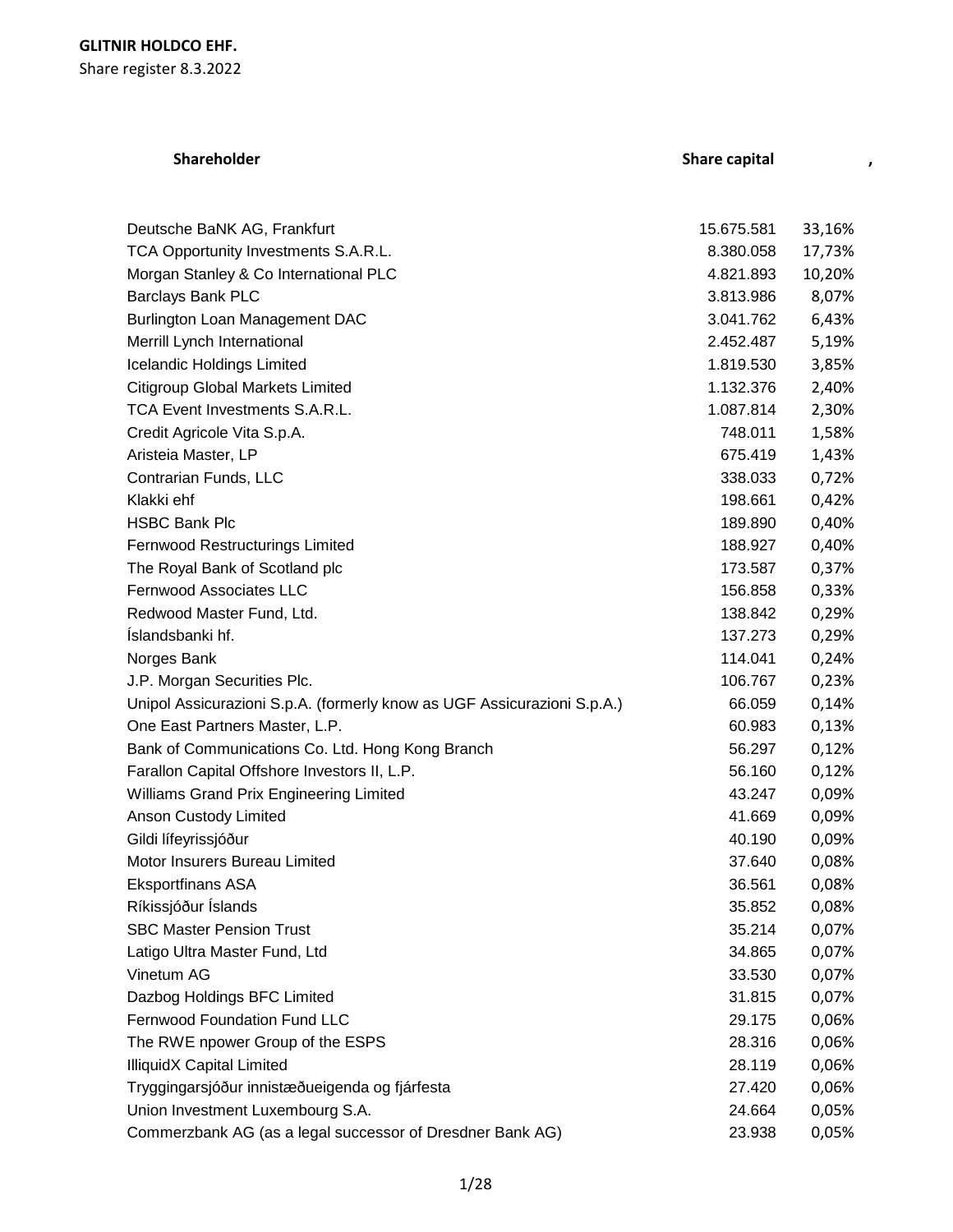**GLITNIR HOLDCO EHF.**

Share register 8.3.2022

| Shareholder | Share capital | , |
|---|---|---|
| Deutsche BaNK AG, Frankfurt | 15.675.581 | 33,16% |
| TCA Opportunity Investments S.A.R.L. | 8.380.058 | 17,73% |
| Morgan Stanley & Co International PLC | 4.821.893 | 10,20% |
| Barclays Bank PLC | 3.813.986 | 8,07% |
| Burlington Loan Management DAC | 3.041.762 | 6,43% |
| Merrill Lynch International | 2.452.487 | 5,19% |
| Icelandic Holdings Limited | 1.819.530 | 3,85% |
| Citigroup Global Markets Limited | 1.132.376 | 2,40% |
| TCA Event Investments S.A.R.L. | 1.087.814 | 2,30% |
| Credit Agricole Vita S.p.A. | 748.011 | 1,58% |
| Aristeia Master, LP | 675.419 | 1,43% |
| Contrarian Funds, LLC | 338.033 | 0,72% |
| Klakki ehf | 198.661 | 0,42% |
| HSBC Bank Plc | 189.890 | 0,40% |
| Fernwood Restructurings Limited | 188.927 | 0,40% |
| The Royal Bank of Scotland plc | 173.587 | 0,37% |
| Fernwood Associates LLC | 156.858 | 0,33% |
| Redwood Master Fund, Ltd. | 138.842 | 0,29% |
| Íslandsbanki hf. | 137.273 | 0,29% |
| Norges Bank | 114.041 | 0,24% |
| J.P. Morgan Securities Plc. | 106.767 | 0,23% |
| Unipol Assicurazioni S.p.A. (formerly know as UGF Assicurazioni S.p.A.) | 66.059 | 0,14% |
| One East Partners Master, L.P. | 60.983 | 0,13% |
| Bank of Communications Co. Ltd. Hong Kong Branch | 56.297 | 0,12% |
| Farallon Capital Offshore Investors II, L.P. | 56.160 | 0,12% |
| Williams Grand Prix Engineering Limited | 43.247 | 0,09% |
| Anson Custody Limited | 41.669 | 0,09% |
| Gildi lífeyrissjóður | 40.190 | 0,09% |
| Motor Insurers Bureau Limited | 37.640 | 0,08% |
| Eksportfinans ASA | 36.561 | 0,08% |
| Ríkissjóður Íslands | 35.852 | 0,08% |
| SBC Master Pension Trust | 35.214 | 0,07% |
| Latigo Ultra Master Fund, Ltd | 34.865 | 0,07% |
| Vinetum AG | 33.530 | 0,07% |
| Dazbog Holdings BFC Limited | 31.815 | 0,07% |
| Fernwood Foundation Fund LLC | 29.175 | 0,06% |
| The RWE npower Group of the ESPS | 28.316 | 0,06% |
| IlliquidX Capital Limited | 28.119 | 0,06% |
| Tryggingarsjóður innistæðueigenda og fjárfesta | 27.420 | 0,06% |
| Union Investment Luxembourg S.A. | 24.664 | 0,05% |
| Commerzbank AG (as a legal successor of Dresdner Bank AG) | 23.938 | 0,05% |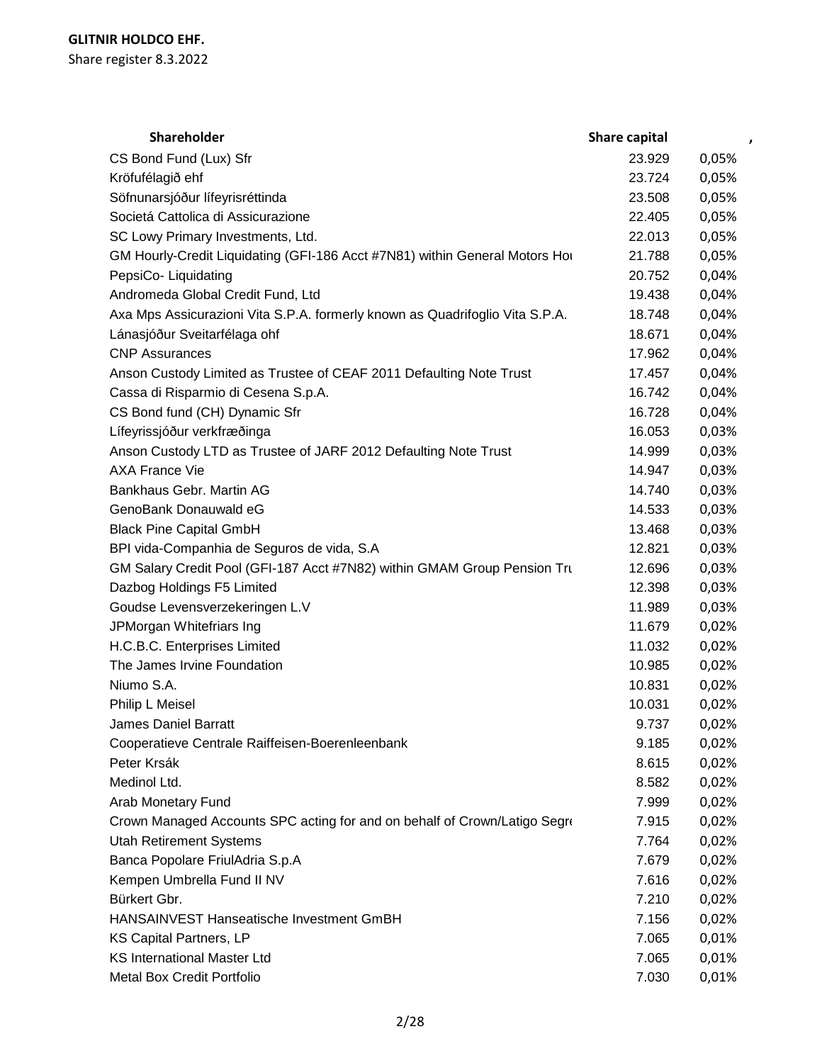**GLITNIR HOLDCO EHF.**
Share register 8.3.2022

| Shareholder | Share capital | , |
|---|---|---|
| CS Bond Fund (Lux) Sfr | 23.929 | 0,05% |
| Kröfufélagið ehf | 23.724 | 0,05% |
| Söfnunarsjóður lífeyrisréttinda | 23.508 | 0,05% |
| Societá Cattolica di Assicurazione | 22.405 | 0,05% |
| SC Lowy Primary Investments, Ltd. | 22.013 | 0,05% |
| GM Hourly-Credit Liquidating (GFI-186 Acct #7N81) within General Motors Hou | 21.788 | 0,05% |
| PepsiCo- Liquidating | 20.752 | 0,04% |
| Andromeda Global Credit Fund, Ltd | 19.438 | 0,04% |
| Axa Mps Assicurazioni Vita S.P.A. formerly known as Quadrifoglio Vita S.P.A. | 18.748 | 0,04% |
| Lánasjóður Sveitarfélaga ohf | 18.671 | 0,04% |
| CNP Assurances | 17.962 | 0,04% |
| Anson Custody Limited as Trustee of CEAF 2011 Defaulting Note Trust | 17.457 | 0,04% |
| Cassa di Risparmio di Cesena S.p.A. | 16.742 | 0,04% |
| CS Bond fund (CH) Dynamic Sfr | 16.728 | 0,04% |
| Lífeyrissjóður verkfræðinga | 16.053 | 0,03% |
| Anson Custody LTD as Trustee of JARF 2012 Defaulting Note Trust | 14.999 | 0,03% |
| AXA France Vie | 14.947 | 0,03% |
| Bankhaus Gebr. Martin AG | 14.740 | 0,03% |
| GenoBank Donauwald eG | 14.533 | 0,03% |
| Black Pine Capital GmbH | 13.468 | 0,03% |
| BPI vida-Companhia de Seguros de vida, S.A | 12.821 | 0,03% |
| GM Salary Credit Pool (GFI-187 Acct #7N82) within GMAM Group Pension Tru | 12.696 | 0,03% |
| Dazbog Holdings F5 Limited | 12.398 | 0,03% |
| Goudse Levensverzekeringen L.V | 11.989 | 0,03% |
| JPMorgan Whitefriars Ing | 11.679 | 0,02% |
| H.C.B.C. Enterprises Limited | 11.032 | 0,02% |
| The James Irvine Foundation | 10.985 | 0,02% |
| Niumo S.A. | 10.831 | 0,02% |
| Philip L Meisel | 10.031 | 0,02% |
| James Daniel Barratt | 9.737 | 0,02% |
| Cooperatieve Centrale Raiffeisen-Boerenleenbank | 9.185 | 0,02% |
| Peter Krsák | 8.615 | 0,02% |
| Medinol Ltd. | 8.582 | 0,02% |
| Arab Monetary Fund | 7.999 | 0,02% |
| Crown Managed Accounts SPC acting for and on behalf of Crown/Latigo Segre | 7.915 | 0,02% |
| Utah Retirement Systems | 7.764 | 0,02% |
| Banca Popolare FriulAdria S.p.A | 7.679 | 0,02% |
| Kempen Umbrella Fund II NV | 7.616 | 0,02% |
| Bürkert Gbr. | 7.210 | 0,02% |
| HANSAINVEST Hanseatische Investment GmBH | 7.156 | 0,02% |
| KS Capital Partners, LP | 7.065 | 0,01% |
| KS International Master Ltd | 7.065 | 0,01% |
| Metal Box Credit Portfolio | 7.030 | 0,01% |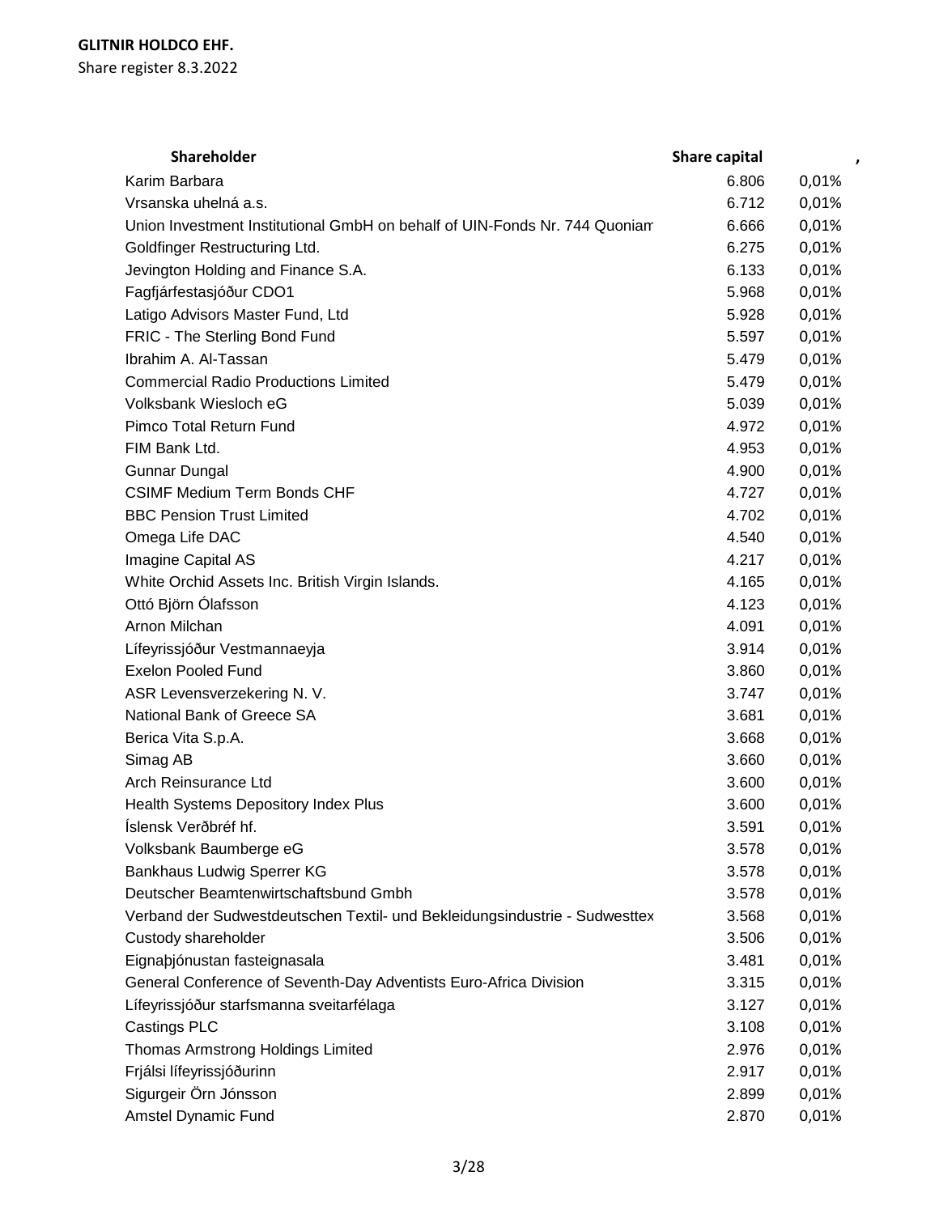**GLITNIR HOLDCO EHF.**
Share register 8.3.2022

| Shareholder | Share capital | , |
|---|---|---|
| Karim Barbara | 6.806 | 0,01% |
| Vrsanska uhelná a.s. | 6.712 | 0,01% |
| Union Investment Institutional GmbH on behalf of UIN-Fonds Nr. 744 Quoniam | 6.666 | 0,01% |
| Goldfinger Restructuring Ltd. | 6.275 | 0,01% |
| Jevington Holding and Finance S.A. | 6.133 | 0,01% |
| Fagfjárfestasjóður CDO1 | 5.968 | 0,01% |
| Latigo Advisors Master Fund, Ltd | 5.928 | 0,01% |
| FRIC - The Sterling Bond Fund | 5.597 | 0,01% |
| Ibrahim A. Al-Tassan | 5.479 | 0,01% |
| Commercial Radio Productions Limited | 5.479 | 0,01% |
| Volksbank Wiesloch eG | 5.039 | 0,01% |
| Pimco Total Return Fund | 4.972 | 0,01% |
| FIM Bank Ltd. | 4.953 | 0,01% |
| Gunnar Dungal | 4.900 | 0,01% |
| CSIMF Medium Term Bonds CHF | 4.727 | 0,01% |
| BBC Pension Trust Limited | 4.702 | 0,01% |
| Omega Life DAC | 4.540 | 0,01% |
| Imagine Capital AS | 4.217 | 0,01% |
| White Orchid Assets Inc. British Virgin Islands. | 4.165 | 0,01% |
| Ottó Björn Ólafsson | 4.123 | 0,01% |
| Arnon Milchan | 4.091 | 0,01% |
| Lífeyrissjóður Vestmannaeyja | 3.914 | 0,01% |
| Exelon Pooled Fund | 3.860 | 0,01% |
| ASR Levensverzekering N. V. | 3.747 | 0,01% |
| National Bank of Greece SA | 3.681 | 0,01% |
| Berica Vita S.p.A. | 3.668 | 0,01% |
| Simag AB | 3.660 | 0,01% |
| Arch Reinsurance Ltd | 3.600 | 0,01% |
| Health Systems Depository Index Plus | 3.600 | 0,01% |
| Íslensk Verðbréf hf. | 3.591 | 0,01% |
| Volksbank Baumberge eG | 3.578 | 0,01% |
| Bankhaus Ludwig Sperrer KG | 3.578 | 0,01% |
| Deutscher Beamtenwirtschaftsbund Gmbh | 3.578 | 0,01% |
| Verband der Sudwestdeutschen Textil- und Bekleidungsindustrie - Sudwesttex | 3.568 | 0,01% |
| Custody shareholder | 3.506 | 0,01% |
| Eignaþjónustan fasteignasala | 3.481 | 0,01% |
| General Conference of Seventh-Day Adventists Euro-Africa Division | 3.315 | 0,01% |
| Lífeyrissjóður starfsmanna sveitarfélaga | 3.127 | 0,01% |
| Castings PLC | 3.108 | 0,01% |
| Thomas Armstrong Holdings Limited | 2.976 | 0,01% |
| Frjálsi lífeyrissjóðurinn | 2.917 | 0,01% |
| Sigurgeir Örn Jónsson | 2.899 | 0,01% |
| Amstel Dynamic Fund | 2.870 | 0,01% |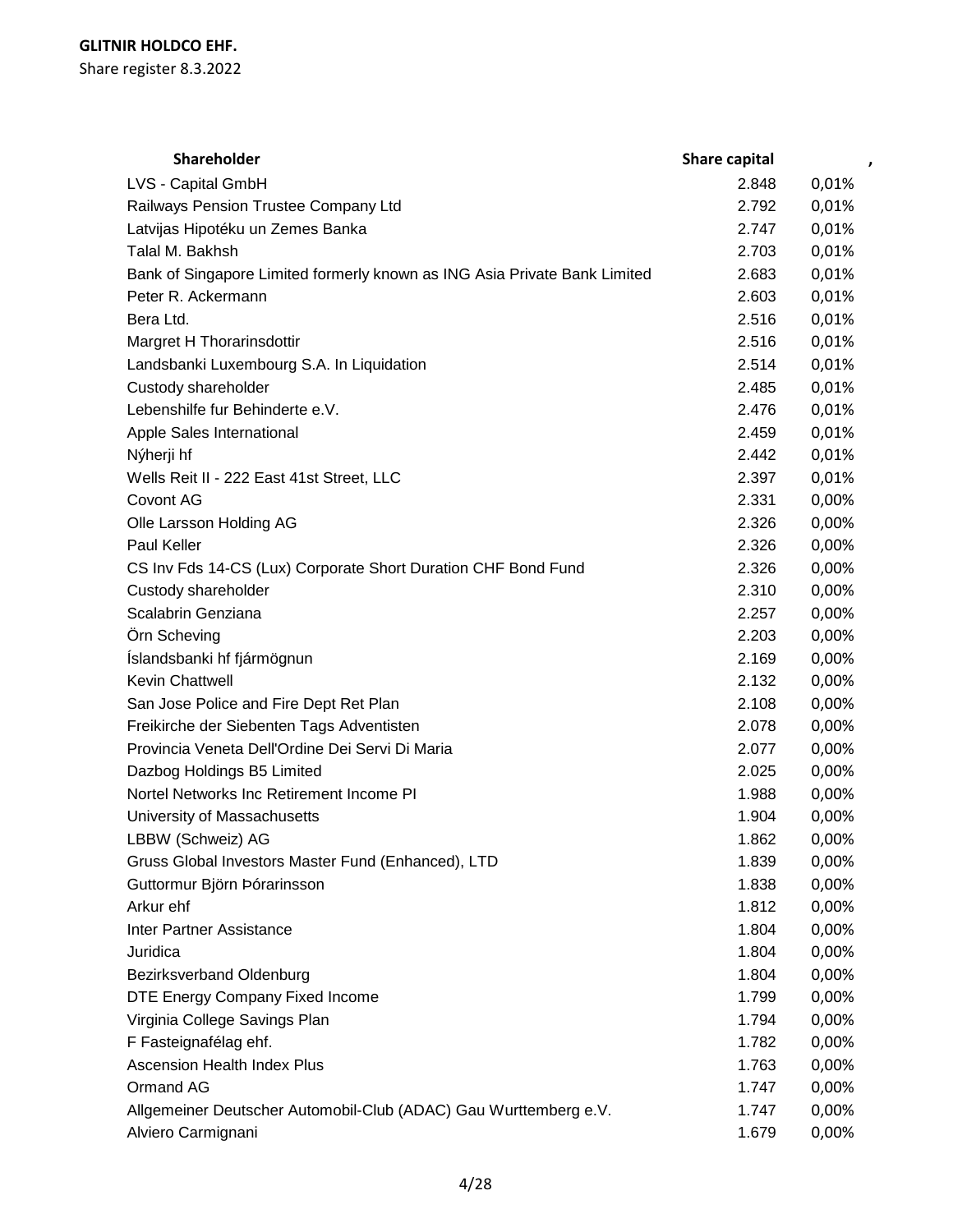**GLITNIR HOLDCO EHF.**

Share register 8.3.2022

| Shareholder | Share capital | , |
|---|---|---|
| LVS - Capital GmbH | 2.848 | 0,01% |
| Railways Pension Trustee Company Ltd | 2.792 | 0,01% |
| Latvijas Hipotéku un Zemes Banka | 2.747 | 0,01% |
| Talal M. Bakhsh | 2.703 | 0,01% |
| Bank of Singapore Limited formerly known as ING Asia Private Bank Limited | 2.683 | 0,01% |
| Peter R. Ackermann | 2.603 | 0,01% |
| Bera Ltd. | 2.516 | 0,01% |
| Margret H Thorarinsdottir | 2.516 | 0,01% |
| Landsbanki Luxembourg S.A. In Liquidation | 2.514 | 0,01% |
| Custody shareholder | 2.485 | 0,01% |
| Lebenshilfe fur Behinderte e.V. | 2.476 | 0,01% |
| Apple Sales International | 2.459 | 0,01% |
| Nýherji hf | 2.442 | 0,01% |
| Wells Reit II - 222 East 41st Street, LLC | 2.397 | 0,01% |
| Covont AG | 2.331 | 0,00% |
| Olle Larsson Holding AG | 2.326 | 0,00% |
| Paul Keller | 2.326 | 0,00% |
| CS Inv Fds 14-CS (Lux) Corporate Short Duration CHF Bond Fund | 2.326 | 0,00% |
| Custody shareholder | 2.310 | 0,00% |
| Scalabrin Genziana | 2.257 | 0,00% |
| Örn Scheving | 2.203 | 0,00% |
| Íslandsbanki hf fjármögnun | 2.169 | 0,00% |
| Kevin Chattwell | 2.132 | 0,00% |
| San Jose Police and Fire Dept Ret Plan | 2.108 | 0,00% |
| Freikirche der Siebenten Tags Adventisten | 2.078 | 0,00% |
| Provincia Veneta Dell'Ordine Dei Servi Di Maria | 2.077 | 0,00% |
| Dazbog Holdings B5 Limited | 2.025 | 0,00% |
| Nortel Networks Inc Retirement Income Pl | 1.988 | 0,00% |
| University of Massachusetts | 1.904 | 0,00% |
| LBBW (Schweiz) AG | 1.862 | 0,00% |
| Gruss Global Investors Master Fund (Enhanced), LTD | 1.839 | 0,00% |
| Guttormur Björn Þórarinsson | 1.838 | 0,00% |
| Arkur ehf | 1.812 | 0,00% |
| Inter Partner Assistance | 1.804 | 0,00% |
| Juridica | 1.804 | 0,00% |
| Bezirksverband Oldenburg | 1.804 | 0,00% |
| DTE Energy Company Fixed Income | 1.799 | 0,00% |
| Virginia College Savings Plan | 1.794 | 0,00% |
| F Fasteignafélag ehf. | 1.782 | 0,00% |
| Ascension Health Index Plus | 1.763 | 0,00% |
| Ormand AG | 1.747 | 0,00% |
| Allgemeiner Deutscher Automobil-Club (ADAC) Gau Wurttemberg e.V. | 1.747 | 0,00% |
| Alviero Carmignani | 1.679 | 0,00% |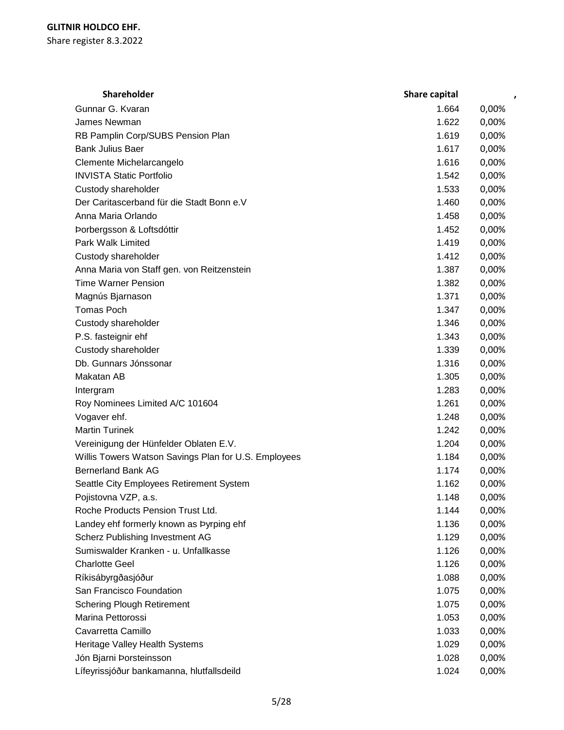**GLITNIR HOLDCO EHF.**

Share register 8.3.2022

| Shareholder | Share capital | , |
|---|---|---|
| Gunnar G. Kvaran | 1.664 | 0,00% |
| James Newman | 1.622 | 0,00% |
| RB Pamplin Corp/SUBS Pension Plan | 1.619 | 0,00% |
| Bank Julius Baer | 1.617 | 0,00% |
| Clemente Michelarcangelo | 1.616 | 0,00% |
| INVISTA Static Portfolio | 1.542 | 0,00% |
| Custody shareholder | 1.533 | 0,00% |
| Der Caritascerband für die Stadt Bonn e.V | 1.460 | 0,00% |
| Anna Maria Orlando | 1.458 | 0,00% |
| Þorbergsson & Loftsdóttir | 1.452 | 0,00% |
| Park Walk Limited | 1.419 | 0,00% |
| Custody shareholder | 1.412 | 0,00% |
| Anna Maria von Staff gen. von Reitzenstein | 1.387 | 0,00% |
| Time Warner Pension | 1.382 | 0,00% |
| Magnús Bjarnason | 1.371 | 0,00% |
| Tomas Poch | 1.347 | 0,00% |
| Custody shareholder | 1.346 | 0,00% |
| P.S. fasteignir ehf | 1.343 | 0,00% |
| Custody shareholder | 1.339 | 0,00% |
| Db. Gunnars Jónssonar | 1.316 | 0,00% |
| Makatan AB | 1.305 | 0,00% |
| Intergram | 1.283 | 0,00% |
| Roy Nominees Limited A/C 101604 | 1.261 | 0,00% |
| Vogaver ehf. | 1.248 | 0,00% |
| Martin Turinek | 1.242 | 0,00% |
| Vereinigung der Hünfelder Oblaten E.V. | 1.204 | 0,00% |
| Willis Towers Watson Savings Plan for U.S. Employees | 1.184 | 0,00% |
| Bernerland Bank AG | 1.174 | 0,00% |
| Seattle City Employees Retirement System | 1.162 | 0,00% |
| Pojistovna VZP, a.s. | 1.148 | 0,00% |
| Roche Products Pension Trust Ltd. | 1.144 | 0,00% |
| Landey ehf formerly known as Þyrping ehf | 1.136 | 0,00% |
| Scherz Publishing Investment AG | 1.129 | 0,00% |
| Sumiswalder Kranken - u. Unfallkasse | 1.126 | 0,00% |
| Charlotte Geel | 1.126 | 0,00% |
| Ríkisábyrgðasjóður | 1.088 | 0,00% |
| San Francisco Foundation | 1.075 | 0,00% |
| Schering Plough Retirement | 1.075 | 0,00% |
| Marina Pettorossi | 1.053 | 0,00% |
| Cavarretta Camillo | 1.033 | 0,00% |
| Heritage Valley Health Systems | 1.029 | 0,00% |
| Jón Bjarni Þorsteinsson | 1.028 | 0,00% |
| Lífeyrissjóður bankamanna, hlutfallsdeild | 1.024 | 0,00% |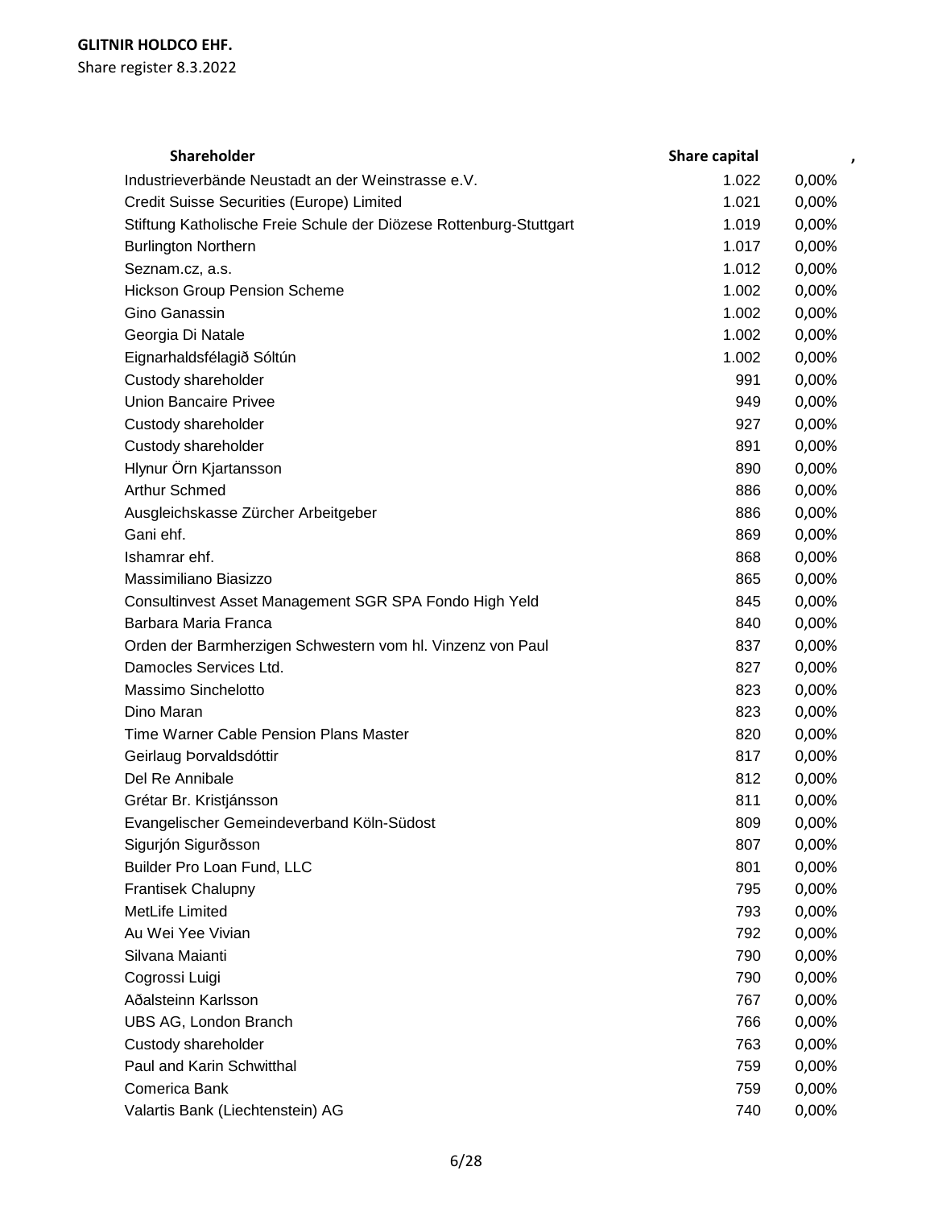**GLITNIR HOLDCO EHF.**
Share register 8.3.2022

| Shareholder | Share capital | , |
|---|---|---|
| Industrieverbände Neustadt an der Weinstrasse e.V. | 1.022 | 0,00% |
| Credit Suisse Securities (Europe) Limited | 1.021 | 0,00% |
| Stiftung Katholische Freie Schule der Diözese Rottenburg-Stuttgart | 1.019 | 0,00% |
| Burlington Northern | 1.017 | 0,00% |
| Seznam.cz, a.s. | 1.012 | 0,00% |
| Hickson Group Pension Scheme | 1.002 | 0,00% |
| Gino Ganassin | 1.002 | 0,00% |
| Georgia Di Natale | 1.002 | 0,00% |
| Eignarhaldsfélagið Sóltún | 1.002 | 0,00% |
| Custody shareholder | 991 | 0,00% |
| Union Bancaire Privee | 949 | 0,00% |
| Custody shareholder | 927 | 0,00% |
| Custody shareholder | 891 | 0,00% |
| Hlynur Örn Kjartansson | 890 | 0,00% |
| Arthur Schmed | 886 | 0,00% |
| Ausgleichskasse Zürcher Arbeitgeber | 886 | 0,00% |
| Gani ehf. | 869 | 0,00% |
| Ishamrar ehf. | 868 | 0,00% |
| Massimiliano Biasizzo | 865 | 0,00% |
| Consultinvest Asset Management SGR SPA Fondo High Yeld | 845 | 0,00% |
| Barbara Maria Franca | 840 | 0,00% |
| Orden der Barmherzigen Schwestern vom hl. Vinzenz von Paul | 837 | 0,00% |
| Damocles Services Ltd. | 827 | 0,00% |
| Massimo Sinchelotto | 823 | 0,00% |
| Dino Maran | 823 | 0,00% |
| Time Warner Cable Pension Plans Master | 820 | 0,00% |
| Geirlaug Þorvaldsdóttir | 817 | 0,00% |
| Del Re Annibale | 812 | 0,00% |
| Grétar Br. Kristjánsson | 811 | 0,00% |
| Evangelischer Gemeindeverband Köln-Südost | 809 | 0,00% |
| Sigurjón Sigurðsson | 807 | 0,00% |
| Builder Pro Loan Fund, LLC | 801 | 0,00% |
| Frantisek Chalupny | 795 | 0,00% |
| MetLife Limited | 793 | 0,00% |
| Au Wei Yee Vivian | 792 | 0,00% |
| Silvana Maianti | 790 | 0,00% |
| Cogrossi Luigi | 790 | 0,00% |
| Aðalsteinn Karlsson | 767 | 0,00% |
| UBS AG, London Branch | 766 | 0,00% |
| Custody shareholder | 763 | 0,00% |
| Paul and Karin Schwitthal | 759 | 0,00% |
| Comerica Bank | 759 | 0,00% |
| Valartis Bank (Liechtenstein) AG | 740 | 0,00% |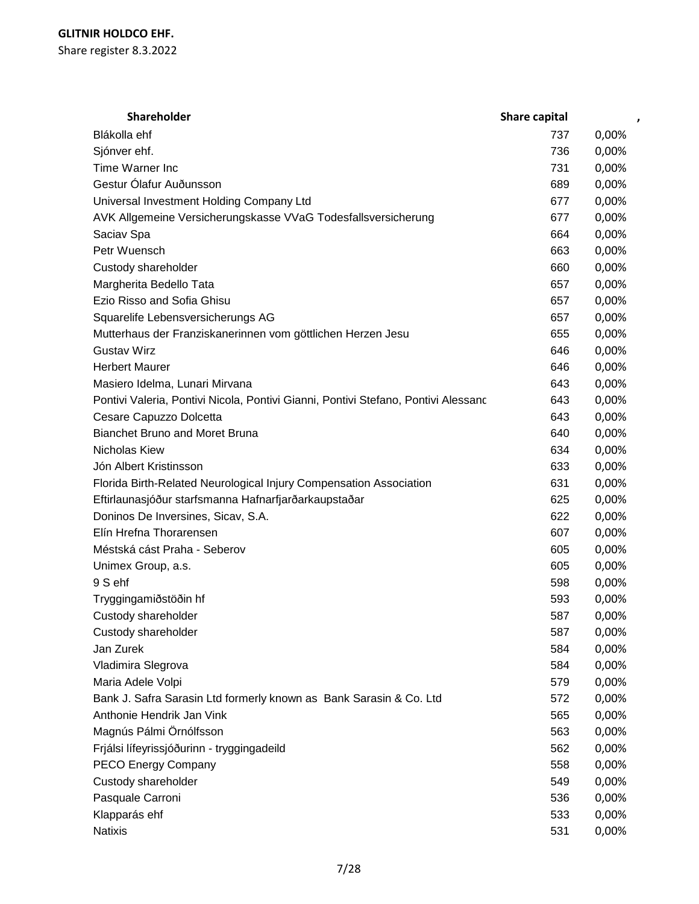**GLITNIR HOLDCO EHF.**
Share register 8.3.2022

| Shareholder | Share capital | , |
|---|---|---|
| Blákolla ehf | 737 | 0,00% |
| Sjónver ehf. | 736 | 0,00% |
| Time Warner Inc | 731 | 0,00% |
| Gestur Ólafur Auðunsson | 689 | 0,00% |
| Universal Investment Holding Company Ltd | 677 | 0,00% |
| AVK Allgemeine Versicherungskasse VVaG Todesfallsversicherung | 677 | 0,00% |
| Saciav Spa | 664 | 0,00% |
| Petr Wuensch | 663 | 0,00% |
| Custody shareholder | 660 | 0,00% |
| Margherita Bedello Tata | 657 | 0,00% |
| Ezio Risso and Sofia Ghisu | 657 | 0,00% |
| Squarelife Lebensversicherungs AG | 657 | 0,00% |
| Mutterhaus der Franziskanerinnen vom göttlichen Herzen Jesu | 655 | 0,00% |
| Gustav Wirz | 646 | 0,00% |
| Herbert Maurer | 646 | 0,00% |
| Masiero Idelma, Lunari Mirvana | 643 | 0,00% |
| Pontivi Valeria, Pontivi Nicola, Pontivi Gianni, Pontivi Stefano, Pontivi Alessanc | 643 | 0,00% |
| Cesare Capuzzo Dolcetta | 643 | 0,00% |
| Bianchet Bruno and Moret Bruna | 640 | 0,00% |
| Nicholas Kiew | 634 | 0,00% |
| Jón Albert Kristinsson | 633 | 0,00% |
| Florida Birth-Related Neurological Injury Compensation Association | 631 | 0,00% |
| Eftirlaunasjóður starfsmanna Hafnarfjarðarkaupstaðar | 625 | 0,00% |
| Doninos De Inversines, Sicav, S.A. | 622 | 0,00% |
| Elín Hrefna Thorarensen | 607 | 0,00% |
| Méstská cást Praha - Seberov | 605 | 0,00% |
| Unimex Group, a.s. | 605 | 0,00% |
| 9 S ehf | 598 | 0,00% |
| Tryggingamiðstöðin hf | 593 | 0,00% |
| Custody shareholder | 587 | 0,00% |
| Custody shareholder | 587 | 0,00% |
| Jan Zurek | 584 | 0,00% |
| Vladimira Slegrova | 584 | 0,00% |
| Maria Adele Volpi | 579 | 0,00% |
| Bank J. Safra Sarasin Ltd formerly known as Bank Sarasin & Co. Ltd | 572 | 0,00% |
| Anthonie Hendrik Jan Vink | 565 | 0,00% |
| Magnús Pálmi Örnólfsson | 563 | 0,00% |
| Frjálsi lífeyrissjóðurinn - tryggingadeild | 562 | 0,00% |
| PECO Energy Company | 558 | 0,00% |
| Custody shareholder | 549 | 0,00% |
| Pasquale Carroni | 536 | 0,00% |
| Klapparás ehf | 533 | 0,00% |
| Natixis | 531 | 0,00% |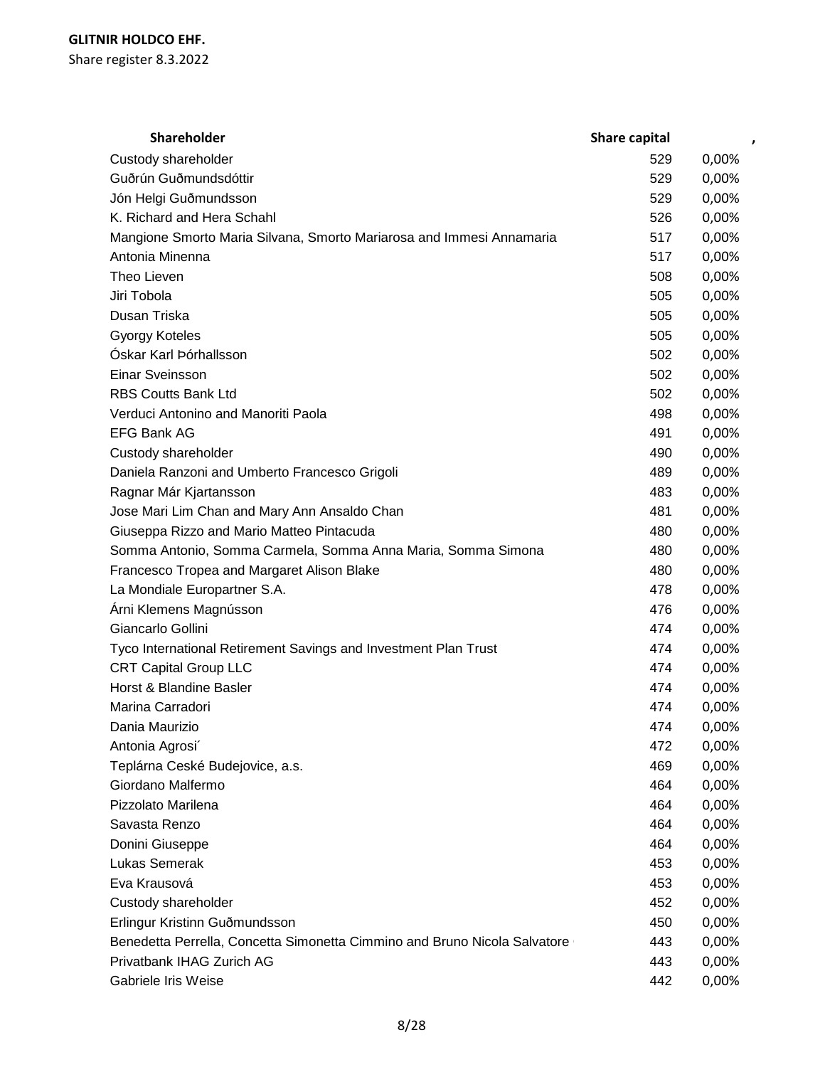**GLITNIR HOLDCO EHF.**
Share register 8.3.2022

| Shareholder | Share capital | , |
|---|---|---|
| Custody shareholder | 529 | 0,00% |
| Guðrún Guðmundsdóttir | 529 | 0,00% |
| Jón Helgi Guðmundsson | 529 | 0,00% |
| K. Richard and Hera Schahl | 526 | 0,00% |
| Mangione Smorto Maria Silvana, Smorto Mariarosa and Immesi Annamaria | 517 | 0,00% |
| Antonia Minenna | 517 | 0,00% |
| Theo Lieven | 508 | 0,00% |
| Jiri Tobola | 505 | 0,00% |
| Dusan Triska | 505 | 0,00% |
| Gyorgy Koteles | 505 | 0,00% |
| Óskar Karl Þórhallsson | 502 | 0,00% |
| Einar Sveinsson | 502 | 0,00% |
| RBS Coutts Bank Ltd | 502 | 0,00% |
| Verduci Antonino and Manoriti Paola | 498 | 0,00% |
| EFG Bank AG | 491 | 0,00% |
| Custody shareholder | 490 | 0,00% |
| Daniela Ranzoni and Umberto Francesco Grigoli | 489 | 0,00% |
| Ragnar Már Kjartansson | 483 | 0,00% |
| Jose Mari Lim Chan and Mary Ann Ansaldo Chan | 481 | 0,00% |
| Giuseppa Rizzo and Mario Matteo Pintacuda | 480 | 0,00% |
| Somma Antonio, Somma Carmela, Somma Anna Maria, Somma Simona | 480 | 0,00% |
| Francesco Tropea and Margaret Alison Blake | 480 | 0,00% |
| La Mondiale Europartner S.A. | 478 | 0,00% |
| Árni Klemens Magnússon | 476 | 0,00% |
| Giancarlo Gollini | 474 | 0,00% |
| Tyco International Retirement Savings and Investment Plan Trust | 474 | 0,00% |
| CRT Capital Group LLC | 474 | 0,00% |
| Horst & Blandine Basler | 474 | 0,00% |
| Marina Carradori | 474 | 0,00% |
| Dania Maurizio | 474 | 0,00% |
| Antonia Agrosi´ | 472 | 0,00% |
| Teplárna Ceské Budejovice, a.s. | 469 | 0,00% |
| Giordano Malfermo | 464 | 0,00% |
| Pizzolato Marilena | 464 | 0,00% |
| Savasta Renzo | 464 | 0,00% |
| Donini Giuseppe | 464 | 0,00% |
| Lukas Semerak | 453 | 0,00% |
| Eva Krausová | 453 | 0,00% |
| Custody shareholder | 452 | 0,00% |
| Erlingur Kristinn Guðmundsson | 450 | 0,00% |
| Benedetta Perrella, Concetta Simonetta Cimmino and Bruno Nicola Salvatore | 443 | 0,00% |
| Privatbank IHAG Zurich AG | 443 | 0,00% |
| Gabriele Iris Weise | 442 | 0,00% |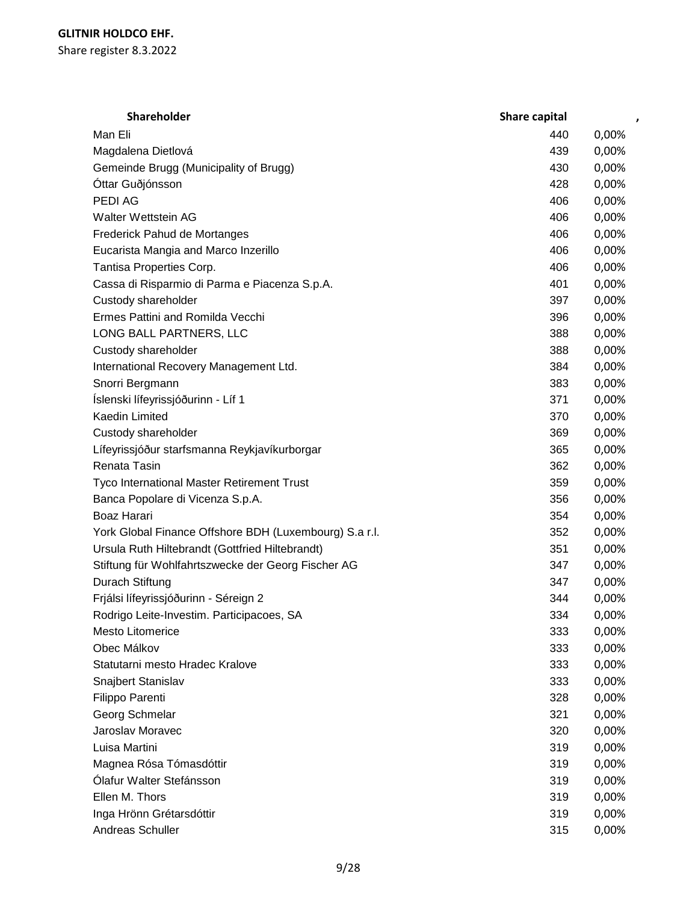**GLITNIR HOLDCO EHF.**
Share register 8.3.2022

| Shareholder | Share capital | , |
|---|---|---|
| Man Eli | 440 | 0,00% |
| Magdalena Dietlová | 439 | 0,00% |
| Gemeinde Brugg (Municipality of Brugg) | 430 | 0,00% |
| Óttar Guðjónsson | 428 | 0,00% |
| PEDI AG | 406 | 0,00% |
| Walter Wettstein AG | 406 | 0,00% |
| Frederick Pahud de Mortanges | 406 | 0,00% |
| Eucarista Mangia and Marco Inzerillo | 406 | 0,00% |
| Tantisa Properties Corp. | 406 | 0,00% |
| Cassa di Risparmio di Parma e Piacenza S.p.A. | 401 | 0,00% |
| Custody shareholder | 397 | 0,00% |
| Ermes Pattini and Romilda Vecchi | 396 | 0,00% |
| LONG BALL PARTNERS, LLC | 388 | 0,00% |
| Custody shareholder | 388 | 0,00% |
| International Recovery Management Ltd. | 384 | 0,00% |
| Snorri Bergmann | 383 | 0,00% |
| Íslenski lífeyrissjóðurinn - Líf 1 | 371 | 0,00% |
| Kaedin Limited | 370 | 0,00% |
| Custody shareholder | 369 | 0,00% |
| Lífeyrissjóður starfsmanna Reykjavíkurborgar | 365 | 0,00% |
| Renata Tasin | 362 | 0,00% |
| Tyco International Master Retirement Trust | 359 | 0,00% |
| Banca Popolare di Vicenza S.p.A. | 356 | 0,00% |
| Boaz Harari | 354 | 0,00% |
| York Global Finance Offshore BDH (Luxembourg) S.a r.l. | 352 | 0,00% |
| Ursula Ruth Hiltebrandt (Gottfried Hiltebrandt) | 351 | 0,00% |
| Stiftung für Wohlfahrtszwecke der Georg Fischer AG | 347 | 0,00% |
| Durach Stiftung | 347 | 0,00% |
| Frjálsi lífeyrissjóðurinn - Séreign 2 | 344 | 0,00% |
| Rodrigo Leite-Investim. Participacoes, SA | 334 | 0,00% |
| Mesto Litomerice | 333 | 0,00% |
| Obec Málkov | 333 | 0,00% |
| Statutarni mesto Hradec Kralove | 333 | 0,00% |
| Snajbert Stanislav | 333 | 0,00% |
| Filippo Parenti | 328 | 0,00% |
| Georg Schmelar | 321 | 0,00% |
| Jaroslav Moravec | 320 | 0,00% |
| Luisa Martini | 319 | 0,00% |
| Magnea Rósa Tómasdóttir | 319 | 0,00% |
| Ólafur Walter Stefánsson | 319 | 0,00% |
| Ellen M. Thors | 319 | 0,00% |
| Inga Hrönn Grétarsdóttir | 319 | 0,00% |
| Andreas Schuller | 315 | 0,00% |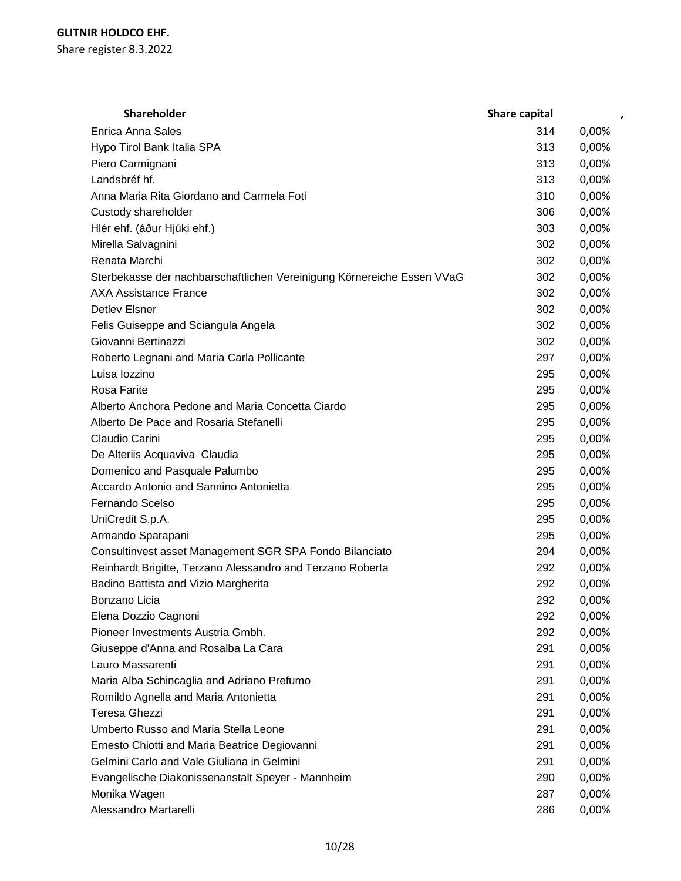**GLITNIR HOLDCO EHF.**
Share register 8.3.2022

| Shareholder | Share capital | , |
|---|---|---|
| Enrica Anna Sales | 314 | 0,00% |
| Hypo Tirol Bank Italia SPA | 313 | 0,00% |
| Piero Carmignani | 313 | 0,00% |
| Landsbréf hf. | 313 | 0,00% |
| Anna Maria Rita Giordano and Carmela Foti | 310 | 0,00% |
| Custody shareholder | 306 | 0,00% |
| Hlér ehf. (áður Hjúki ehf.) | 303 | 0,00% |
| Mirella Salvagnini | 302 | 0,00% |
| Renata Marchi | 302 | 0,00% |
| Sterbekasse der nachbarschaftlichen Vereinigung Körnereiche Essen VVaG | 302 | 0,00% |
| AXA Assistance France | 302 | 0,00% |
| Detlev Elsner | 302 | 0,00% |
| Felis Guiseppe and Sciangula Angela | 302 | 0,00% |
| Giovanni Bertinazzi | 302 | 0,00% |
| Roberto Legnani and Maria Carla Pollicante | 297 | 0,00% |
| Luisa Iozzino | 295 | 0,00% |
| Rosa Farite | 295 | 0,00% |
| Alberto Anchora Pedone and Maria Concetta Ciardo | 295 | 0,00% |
| Alberto De Pace and Rosaria Stefanelli | 295 | 0,00% |
| Claudio Carini | 295 | 0,00% |
| De Alteriis Acquaviva  Claudia | 295 | 0,00% |
| Domenico and Pasquale Palumbo | 295 | 0,00% |
| Accardo Antonio and Sannino Antonietta | 295 | 0,00% |
| Fernando Scelso | 295 | 0,00% |
| UniCredit S.p.A. | 295 | 0,00% |
| Armando Sparapani | 295 | 0,00% |
| Consultinvest asset Management SGR SPA Fondo Bilanciato | 294 | 0,00% |
| Reinhardt Brigitte, Terzano Alessandro and Terzano Roberta | 292 | 0,00% |
| Badino Battista and Vizio Margherita | 292 | 0,00% |
| Bonzano Licia | 292 | 0,00% |
| Elena Dozzio Cagnoni | 292 | 0,00% |
| Pioneer Investments Austria Gmbh. | 292 | 0,00% |
| Giuseppe d'Anna and Rosalba La Cara | 291 | 0,00% |
| Lauro Massarenti | 291 | 0,00% |
| Maria Alba Schincaglia and Adriano Prefumo | 291 | 0,00% |
| Romildo Agnella and Maria Antonietta | 291 | 0,00% |
| Teresa Ghezzi | 291 | 0,00% |
| Umberto Russo and Maria Stella Leone | 291 | 0,00% |
| Ernesto Chiotti and Maria Beatrice Degiovanni | 291 | 0,00% |
| Gelmini Carlo and Vale Giuliana in Gelmini | 291 | 0,00% |
| Evangelische Diakonissenanstalt Speyer - Mannheim | 290 | 0,00% |
| Monika Wagen | 287 | 0,00% |
| Alessandro Martarelli | 286 | 0,00% |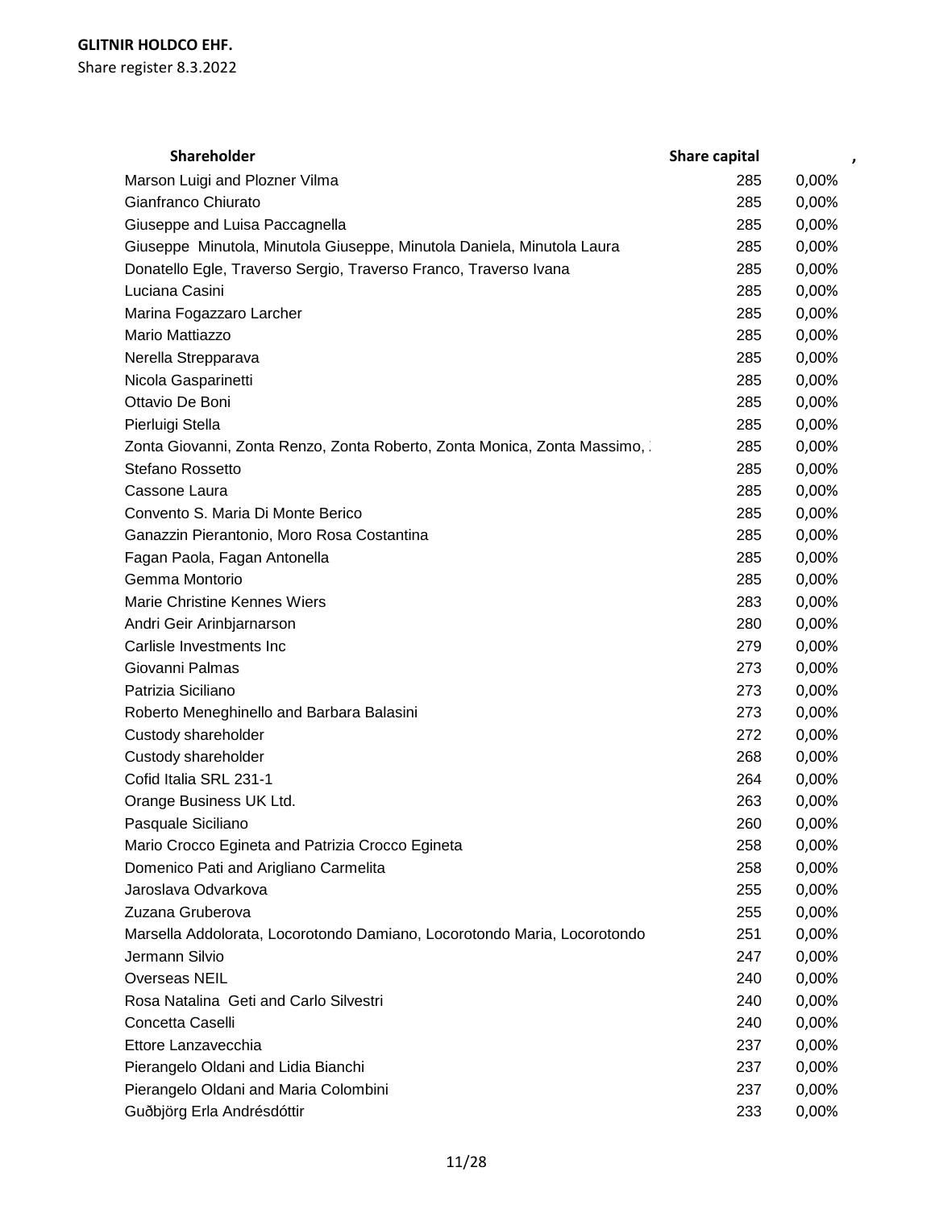**GLITNIR HOLDCO EHF.**
Share register 8.3.2022

| Shareholder | Share capital | , |
|---|---|---|
| Marson Luigi and Plozner Vilma | 285 | 0,00% |
| Gianfranco Chiurato | 285 | 0,00% |
| Giuseppe and Luisa Paccagnella | 285 | 0,00% |
| Giuseppe  Minutola, Minutola Giuseppe, Minutola Daniela, Minutola Laura | 285 | 0,00% |
| Donatello Egle, Traverso Sergio, Traverso Franco, Traverso Ivana | 285 | 0,00% |
| Luciana Casini | 285 | 0,00% |
| Marina Fogazzaro Larcher | 285 | 0,00% |
| Mario Mattiazzo | 285 | 0,00% |
| Nerella Strepparava | 285 | 0,00% |
| Nicola Gasparinetti | 285 | 0,00% |
| Ottavio De Boni | 285 | 0,00% |
| Pierluigi Stella | 285 | 0,00% |
| Zonta Giovanni, Zonta Renzo, Zonta Roberto, Zonta Monica, Zonta Massimo, | 285 | 0,00% |
| Stefano Rossetto | 285 | 0,00% |
| Cassone Laura | 285 | 0,00% |
| Convento S. Maria Di Monte Berico | 285 | 0,00% |
| Ganazzin Pierantonio, Moro Rosa Costantina | 285 | 0,00% |
| Fagan Paola, Fagan Antonella | 285 | 0,00% |
| Gemma Montorio | 285 | 0,00% |
| Marie Christine Kennes Wiers | 283 | 0,00% |
| Andri Geir Arinbjarnarson | 280 | 0,00% |
| Carlisle Investments Inc | 279 | 0,00% |
| Giovanni Palmas | 273 | 0,00% |
| Patrizia Siciliano | 273 | 0,00% |
| Roberto Meneghinello and Barbara Balasini | 273 | 0,00% |
| Custody shareholder | 272 | 0,00% |
| Custody shareholder | 268 | 0,00% |
| Cofid Italia SRL 231-1 | 264 | 0,00% |
| Orange Business UK Ltd. | 263 | 0,00% |
| Pasquale Siciliano | 260 | 0,00% |
| Mario Crocco Egineta and Patrizia Crocco Egineta | 258 | 0,00% |
| Domenico Pati and Arigliano Carmelita | 258 | 0,00% |
| Jaroslava Odvarkova | 255 | 0,00% |
| Zuzana Gruberova | 255 | 0,00% |
| Marsella Addolorata, Locorotondo Damiano, Locorotondo Maria, Locorotondo | 251 | 0,00% |
| Jermann Silvio | 247 | 0,00% |
| Overseas NEIL | 240 | 0,00% |
| Rosa Natalina  Geti and Carlo Silvestri | 240 | 0,00% |
| Concetta Caselli | 240 | 0,00% |
| Ettore Lanzavecchia | 237 | 0,00% |
| Pierangelo Oldani and Lidia Bianchi | 237 | 0,00% |
| Pierangelo Oldani and Maria Colombini | 237 | 0,00% |
| Guðbjörg Erla Andrésdóttir | 233 | 0,00% |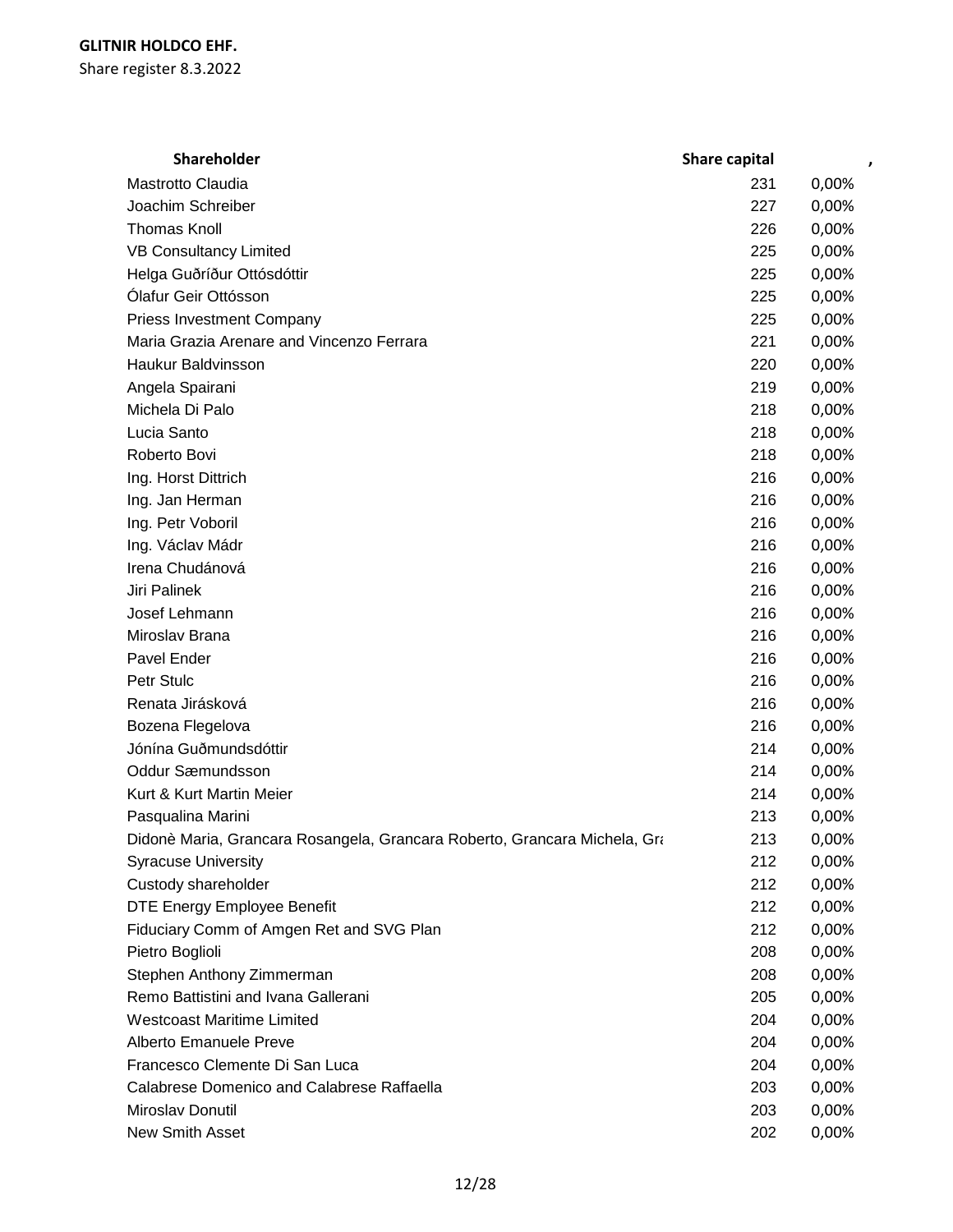**GLITNIR HOLDCO EHF.**
Share register 8.3.2022

| Shareholder | Share capital | , |
|---|---|---|
| Mastrotto Claudia | 231 | 0,00% |
| Joachim Schreiber | 227 | 0,00% |
| Thomas Knoll | 226 | 0,00% |
| VB Consultancy Limited | 225 | 0,00% |
| Helga Guðríður Ottósdóttir | 225 | 0,00% |
| Ólafur Geir Ottósson | 225 | 0,00% |
| Priess Investment Company | 225 | 0,00% |
| Maria Grazia Arenare and Vincenzo Ferrara | 221 | 0,00% |
| Haukur Baldvinsson | 220 | 0,00% |
| Angela Spairani | 219 | 0,00% |
| Michela Di Palo | 218 | 0,00% |
| Lucia Santo | 218 | 0,00% |
| Roberto Bovi | 218 | 0,00% |
| Ing. Horst Dittrich | 216 | 0,00% |
| Ing. Jan Herman | 216 | 0,00% |
| Ing. Petr Voboril | 216 | 0,00% |
| Ing. Václav Mádr | 216 | 0,00% |
| Irena Chudánová | 216 | 0,00% |
| Jiri Palinek | 216 | 0,00% |
| Josef Lehmann | 216 | 0,00% |
| Miroslav Brana | 216 | 0,00% |
| Pavel Ender | 216 | 0,00% |
| Petr Stulc | 216 | 0,00% |
| Renata Jirásková | 216 | 0,00% |
| Bozena Flegelova | 216 | 0,00% |
| Jónína Guðmundsdóttir | 214 | 0,00% |
| Oddur Sæmundsson | 214 | 0,00% |
| Kurt & Kurt Martin Meier | 214 | 0,00% |
| Pasqualina Marini | 213 | 0,00% |
| Didonè Maria, Grancara Rosangela, Grancara Roberto, Grancara Michela, Gra | 213 | 0,00% |
| Syracuse University | 212 | 0,00% |
| Custody shareholder | 212 | 0,00% |
| DTE Energy Employee Benefit | 212 | 0,00% |
| Fiduciary Comm of Amgen Ret and SVG Plan | 212 | 0,00% |
| Pietro Boglioli | 208 | 0,00% |
| Stephen Anthony Zimmerman | 208 | 0,00% |
| Remo Battistini and Ivana Gallerani | 205 | 0,00% |
| Westcoast Maritime Limited | 204 | 0,00% |
| Alberto Emanuele Preve | 204 | 0,00% |
| Francesco Clemente Di San Luca | 204 | 0,00% |
| Calabrese Domenico and Calabrese Raffaella | 203 | 0,00% |
| Miroslav Donutil | 203 | 0,00% |
| New Smith Asset | 202 | 0,00% |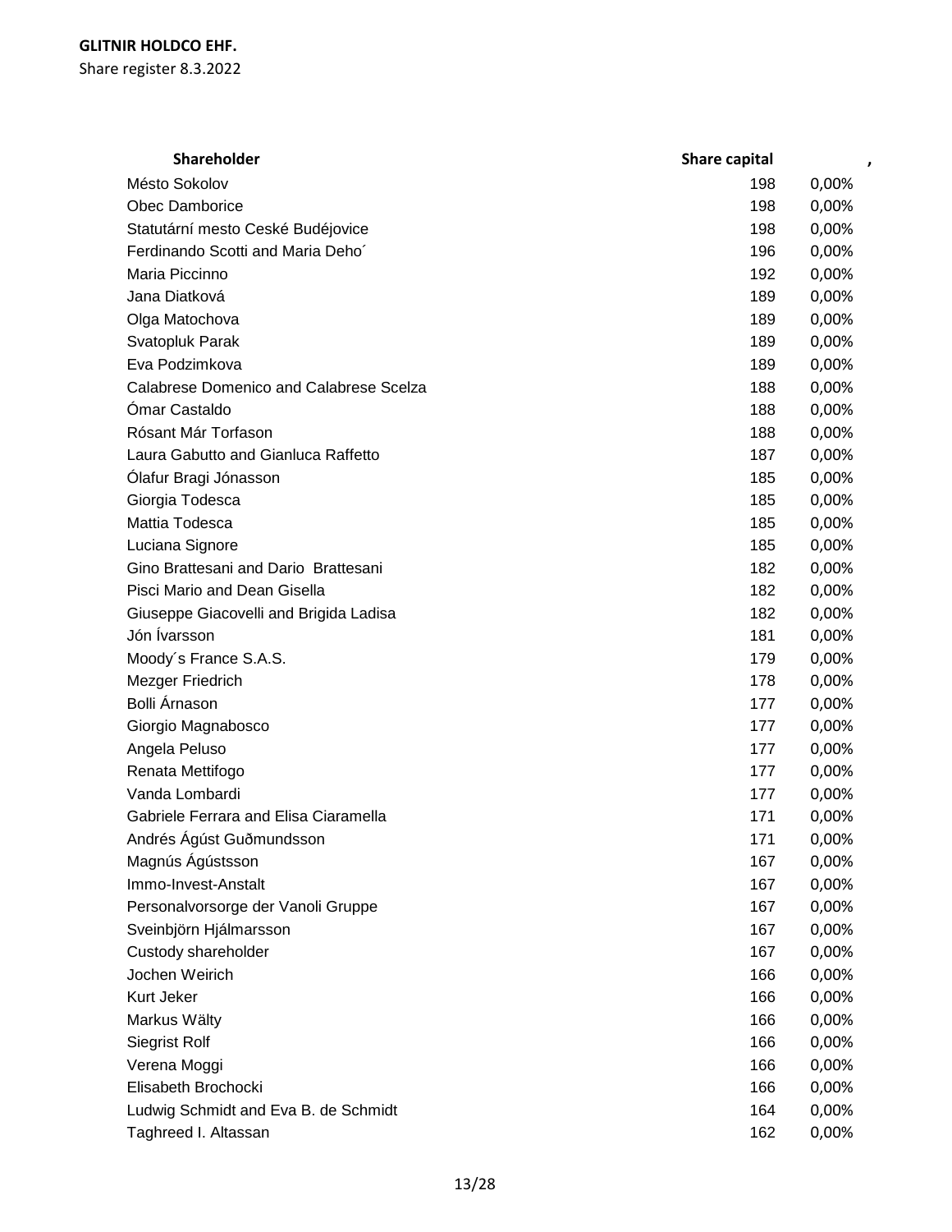| Shareholder | Share capital | , |
|---|---:|---:|
| Mésto Sokolov | 198 | 0,00% |
| Obec Damborice | 198 | 0,00% |
| Statutární mesto Ceské Budéjovice | 198 | 0,00% |
| Ferdinando Scotti and Maria Deho´ | 196 | 0,00% |
| Maria Piccinno | 192 | 0,00% |
| Jana Diatková | 189 | 0,00% |
| Olga Matochova | 189 | 0,00% |
| Svatopluk Parak | 189 | 0,00% |
| Eva Podzimkova | 189 | 0,00% |
| Calabrese Domenico and Calabrese Scelza | 188 | 0,00% |
| Ómar Castaldo | 188 | 0,00% |
| Rósant Már Torfason | 188 | 0,00% |
| Laura Gabutto and Gianluca Raffetto | 187 | 0,00% |
| Ólafur Bragi Jónasson | 185 | 0,00% |
| Giorgia Todesca | 185 | 0,00% |
| Mattia Todesca | 185 | 0,00% |
| Luciana Signore | 185 | 0,00% |
| Gino Brattesani and Dario Brattesani | 182 | 0,00% |
| Pisci Mario and Dean Gisella | 182 | 0,00% |
| Giuseppe Giacovelli and Brigida Ladisa | 182 | 0,00% |
| Jón Ívarsson | 181 | 0,00% |
| Moody´s France S.A.S. | 179 | 0,00% |
| Mezger Friedrich | 178 | 0,00% |
| Bolli Árnason | 177 | 0,00% |
| Giorgio Magnabosco | 177 | 0,00% |
| Angela Peluso | 177 | 0,00% |
| Renata Mettifogo | 177 | 0,00% |
| Vanda Lombardi | 177 | 0,00% |
| Gabriele Ferrara and Elisa Ciaramella | 171 | 0,00% |
| Andrés Ágúst Guðmundsson | 171 | 0,00% |
| Magnús Ágústsson | 167 | 0,00% |
| Immo-Invest-Anstalt | 167 | 0,00% |
| Personalvorsorge der Vanoli Gruppe | 167 | 0,00% |
| Sveinbjörn Hjálmarsson | 167 | 0,00% |
| Custody shareholder | 167 | 0,00% |
| Jochen Weirich | 166 | 0,00% |
| Kurt Jeker | 166 | 0,00% |
| Markus Wälty | 166 | 0,00% |
| Siegrist Rolf | 166 | 0,00% |
| Verena Moggi | 166 | 0,00% |
| Elisabeth Brochocki | 166 | 0,00% |
| Ludwig Schmidt and Eva B. de Schmidt | 164 | 0,00% |
| Taghreed I. Altassan | 162 | 0,00% |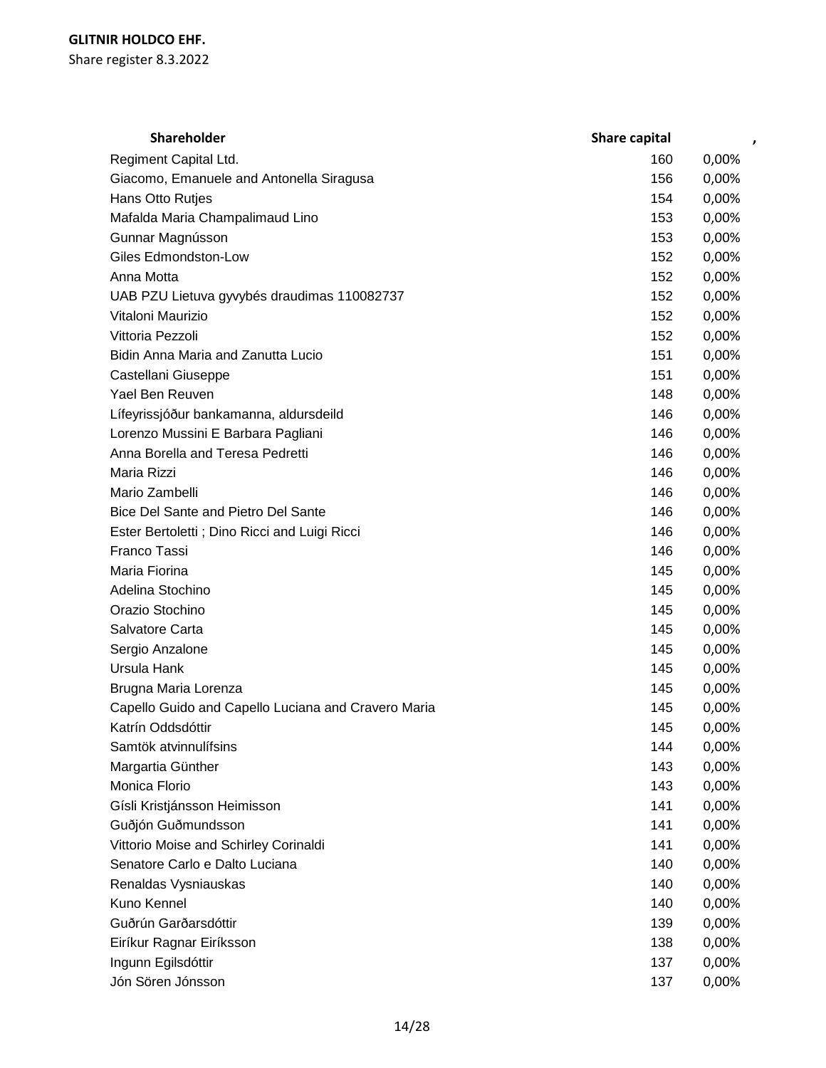**GLITNIR HOLDCO EHF.**

Share register 8.3.2022

| Shareholder | Share capital | , |
|---|---|---|
| Regiment Capital Ltd. | 160 | 0,00% |
| Giacomo, Emanuele and Antonella Siragusa | 156 | 0,00% |
| Hans Otto Rutjes | 154 | 0,00% |
| Mafalda Maria Champalimaud Lino | 153 | 0,00% |
| Gunnar Magnússon | 153 | 0,00% |
| Giles Edmondston-Low | 152 | 0,00% |
| Anna Motta | 152 | 0,00% |
| UAB PZU Lietuva gyvybés draudimas 110082737 | 152 | 0,00% |
| Vitaloni Maurizio | 152 | 0,00% |
| Vittoria Pezzoli | 152 | 0,00% |
| Bidin Anna Maria and Zanutta Lucio | 151 | 0,00% |
| Castellani Giuseppe | 151 | 0,00% |
| Yael Ben Reuven | 148 | 0,00% |
| Lífeyrissjóður bankamanna, aldursdeild | 146 | 0,00% |
| Lorenzo Mussini E Barbara Pagliani | 146 | 0,00% |
| Anna Borella and Teresa Pedretti | 146 | 0,00% |
| Maria Rizzi | 146 | 0,00% |
| Mario Zambelli | 146 | 0,00% |
| Bice Del Sante and Pietro Del Sante | 146 | 0,00% |
| Ester Bertoletti ; Dino Ricci and Luigi Ricci | 146 | 0,00% |
| Franco Tassi | 146 | 0,00% |
| Maria Fiorina | 145 | 0,00% |
| Adelina Stochino | 145 | 0,00% |
| Orazio Stochino | 145 | 0,00% |
| Salvatore Carta | 145 | 0,00% |
| Sergio Anzalone | 145 | 0,00% |
| Ursula Hank | 145 | 0,00% |
| Brugna Maria Lorenza | 145 | 0,00% |
| Capello Guido and Capello Luciana and Cravero Maria | 145 | 0,00% |
| Katrín Oddsdóttir | 145 | 0,00% |
| Samtök atvinnulífsins | 144 | 0,00% |
| Margartia Günther | 143 | 0,00% |
| Monica Florio | 143 | 0,00% |
| Gísli Kristjánsson Heimisson | 141 | 0,00% |
| Guðjón Guðmundsson | 141 | 0,00% |
| Vittorio Moise and Schirley Corinaldi | 141 | 0,00% |
| Senatore Carlo e Dalto Luciana | 140 | 0,00% |
| Renaldas Vysniauskas | 140 | 0,00% |
| Kuno Kennel | 140 | 0,00% |
| Guðrún Garðarsdóttir | 139 | 0,00% |
| Eiríkur Ragnar Eiríksson | 138 | 0,00% |
| Ingunn Egilsdóttir | 137 | 0,00% |
| Jón Sören Jónsson | 137 | 0,00% |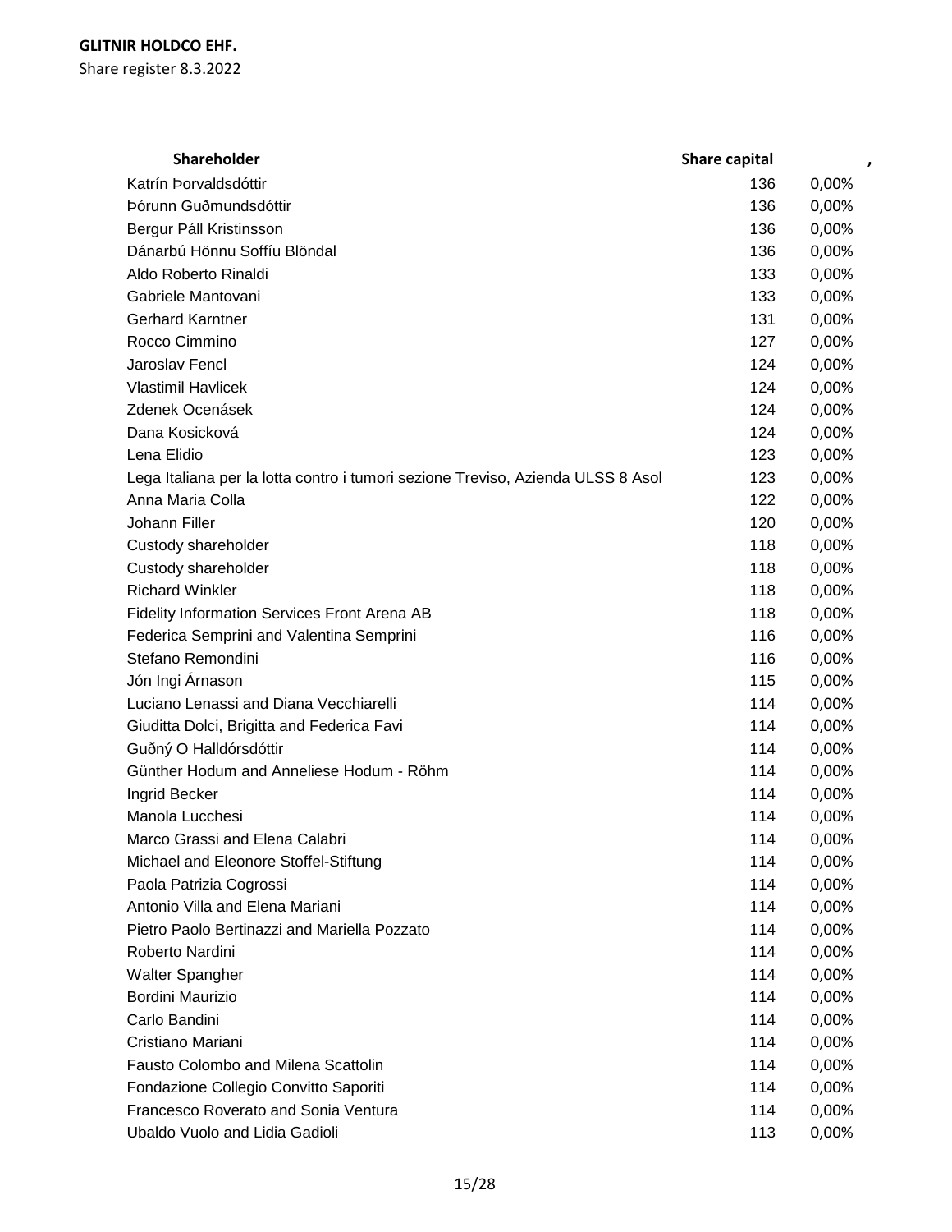**GLITNIR HOLDCO EHF.**

Share register 8.3.2022

| Shareholder | Share capital | , |
|---|---|---|
| Katrín Þorvaldsdóttir | 136 | 0,00% |
| Þórunn Guðmundsdóttir | 136 | 0,00% |
| Bergur Páll Kristinsson | 136 | 0,00% |
| Dánarbú Hönnu Soffíu Blöndal | 136 | 0,00% |
| Aldo Roberto Rinaldi | 133 | 0,00% |
| Gabriele Mantovani | 133 | 0,00% |
| Gerhard Karntner | 131 | 0,00% |
| Rocco Cimmino | 127 | 0,00% |
| Jaroslav Fencl | 124 | 0,00% |
| Vlastimil Havlicek | 124 | 0,00% |
| Zdenek Ocenásek | 124 | 0,00% |
| Dana Kosicková | 124 | 0,00% |
| Lena Elidio | 123 | 0,00% |
| Lega Italiana per la lotta contro i tumori sezione Treviso, Azienda ULSS 8 Asol | 123 | 0,00% |
| Anna Maria Colla | 122 | 0,00% |
| Johann Filler | 120 | 0,00% |
| Custody shareholder | 118 | 0,00% |
| Custody shareholder | 118 | 0,00% |
| Richard Winkler | 118 | 0,00% |
| Fidelity Information Services Front Arena AB | 118 | 0,00% |
| Federica Semprini and Valentina Semprini | 116 | 0,00% |
| Stefano Remondini | 116 | 0,00% |
| Jón Ingi Árnason | 115 | 0,00% |
| Luciano Lenassi and Diana Vecchiarelli | 114 | 0,00% |
| Giuditta Dolci, Brigitta and Federica Favi | 114 | 0,00% |
| Guðný O Halldórsdóttir | 114 | 0,00% |
| Günther Hodum and Anneliese Hodum - Röhm | 114 | 0,00% |
| Ingrid Becker | 114 | 0,00% |
| Manola Lucchesi | 114 | 0,00% |
| Marco Grassi and Elena Calabri | 114 | 0,00% |
| Michael and Eleonore Stoffel-Stiftung | 114 | 0,00% |
| Paola Patrizia Cogrossi | 114 | 0,00% |
| Antonio Villa and Elena Mariani | 114 | 0,00% |
| Pietro Paolo Bertinazzi and Mariella Pozzato | 114 | 0,00% |
| Roberto Nardini | 114 | 0,00% |
| Walter Spangher | 114 | 0,00% |
| Bordini Maurizio | 114 | 0,00% |
| Carlo Bandini | 114 | 0,00% |
| Cristiano Mariani | 114 | 0,00% |
| Fausto Colombo and Milena Scattolin | 114 | 0,00% |
| Fondazione Collegio Convitto Saporiti | 114 | 0,00% |
| Francesco Roverato and Sonia Ventura | 114 | 0,00% |
| Ubaldo Vuolo and Lidia Gadioli | 113 | 0,00% |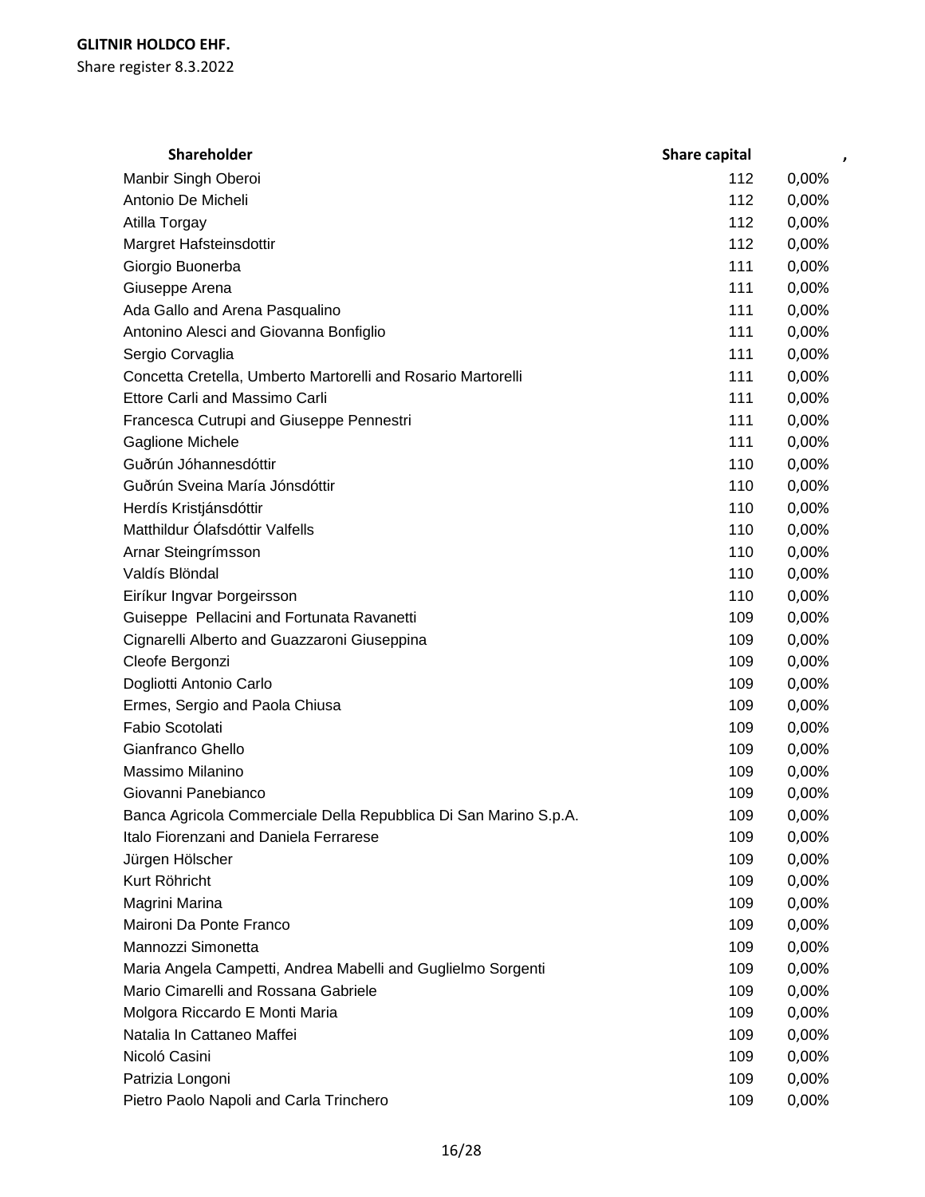**GLITNIR HOLDCO EHF.**

Share register 8.3.2022

| Shareholder | Share capital | , |
|---|---|---|
| Manbir Singh Oberoi | 112 | 0,00% |
| Antonio De Micheli | 112 | 0,00% |
| Atilla Torgay | 112 | 0,00% |
| Margret Hafsteinsdottir | 112 | 0,00% |
| Giorgio Buonerba | 111 | 0,00% |
| Giuseppe Arena | 111 | 0,00% |
| Ada Gallo and Arena Pasqualino | 111 | 0,00% |
| Antonino Alesci and Giovanna Bonfiglio | 111 | 0,00% |
| Sergio Corvaglia | 111 | 0,00% |
| Concetta Cretella, Umberto Martorelli and Rosario Martorelli | 111 | 0,00% |
| Ettore Carli and Massimo Carli | 111 | 0,00% |
| Francesca Cutrupi and Giuseppe Pennestri | 111 | 0,00% |
| Gaglione Michele | 111 | 0,00% |
| Guðrún Jóhannesdóttir | 110 | 0,00% |
| Guðrún Sveina María Jónsdóttir | 110 | 0,00% |
| Herdís Kristjánsdóttir | 110 | 0,00% |
| Matthildur Ólafsdóttir Valfells | 110 | 0,00% |
| Arnar Steingrímsson | 110 | 0,00% |
| Valdís Blöndal | 110 | 0,00% |
| Eiríkur Ingvar Þorgeirsson | 110 | 0,00% |
| Guiseppe  Pellacini and Fortunata Ravanetti | 109 | 0,00% |
| Cignarelli Alberto and Guazzaroni Giuseppina | 109 | 0,00% |
| Cleofe Bergonzi | 109 | 0,00% |
| Dogliotti Antonio Carlo | 109 | 0,00% |
| Ermes, Sergio and Paola Chiusa | 109 | 0,00% |
| Fabio Scotolati | 109 | 0,00% |
| Gianfranco Ghello | 109 | 0,00% |
| Massimo Milanino | 109 | 0,00% |
| Giovanni Panebianco | 109 | 0,00% |
| Banca Agricola Commerciale Della Repubblica Di San Marino S.p.A. | 109 | 0,00% |
| Italo Fiorenzani and Daniela Ferrarese | 109 | 0,00% |
| Jürgen Hölscher | 109 | 0,00% |
| Kurt Röhricht | 109 | 0,00% |
| Magrini Marina | 109 | 0,00% |
| Maironi Da Ponte Franco | 109 | 0,00% |
| Mannozzi Simonetta | 109 | 0,00% |
| Maria Angela Campetti, Andrea Mabelli and Guglielmo Sorgenti | 109 | 0,00% |
| Mario Cimarelli and Rossana Gabriele | 109 | 0,00% |
| Molgora Riccardo E Monti Maria | 109 | 0,00% |
| Natalia In Cattaneo Maffei | 109 | 0,00% |
| Nicoló Casini | 109 | 0,00% |
| Patrizia Longoni | 109 | 0,00% |
| Pietro Paolo Napoli and Carla Trinchero | 109 | 0,00% |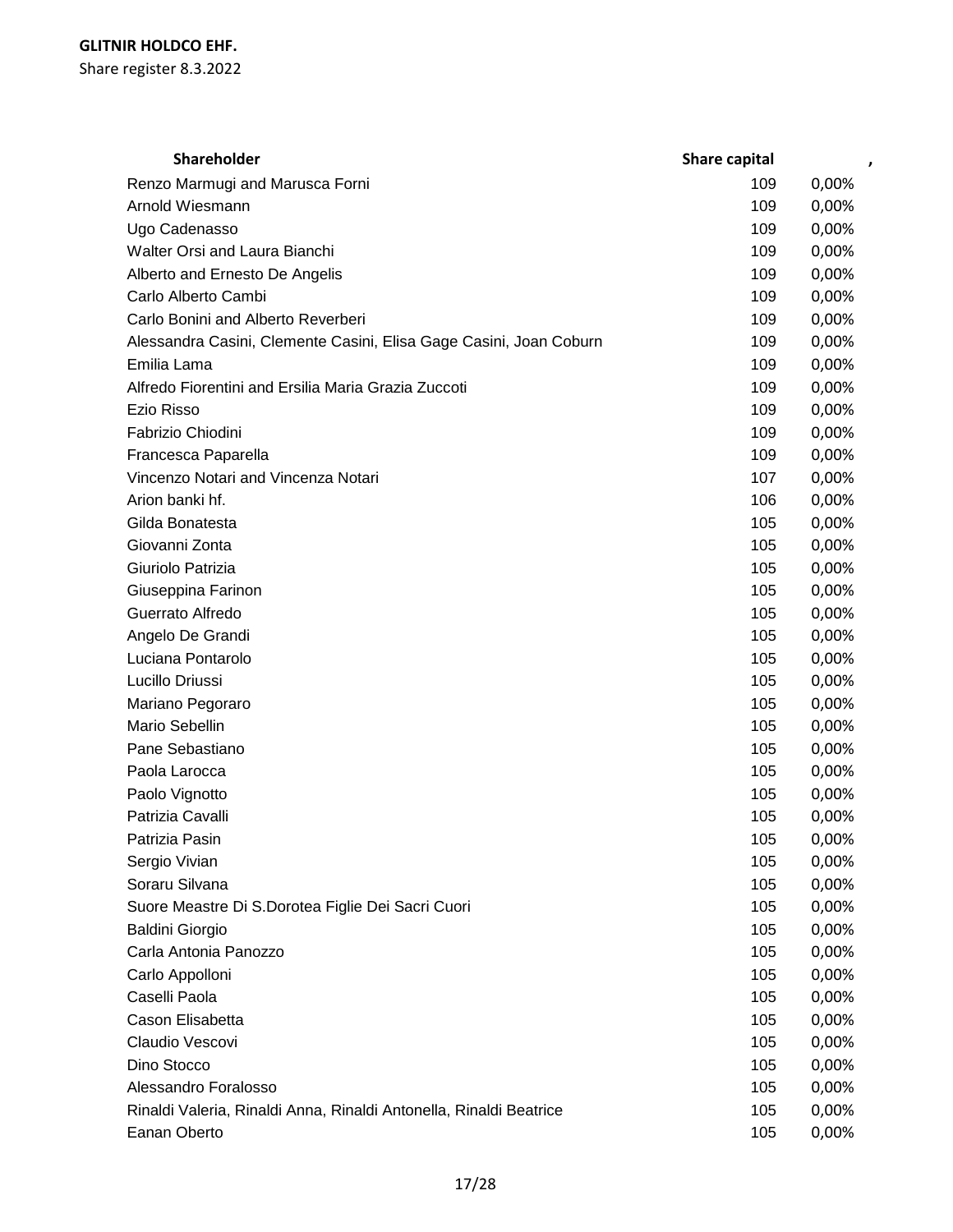**GLITNIR HOLDCO EHF.**

Share register 8.3.2022

| Shareholder | Share capital | , |
|---|---|---|
| Renzo Marmugi and Marusca Forni | 109 | 0,00% |
| Arnold Wiesmann | 109 | 0,00% |
| Ugo Cadenasso | 109 | 0,00% |
| Walter Orsi and Laura Bianchi | 109 | 0,00% |
| Alberto and Ernesto De Angelis | 109 | 0,00% |
| Carlo Alberto Cambi | 109 | 0,00% |
| Carlo Bonini and Alberto Reverberi | 109 | 0,00% |
| Alessandra Casini, Clemente Casini, Elisa Gage Casini, Joan Coburn | 109 | 0,00% |
| Emilia Lama | 109 | 0,00% |
| Alfredo Fiorentini and Ersilia Maria Grazia Zuccoti | 109 | 0,00% |
| Ezio Risso | 109 | 0,00% |
| Fabrizio Chiodini | 109 | 0,00% |
| Francesca Paparella | 109 | 0,00% |
| Vincenzo Notari and Vincenza Notari | 107 | 0,00% |
| Arion banki hf. | 106 | 0,00% |
| Gilda Bonatesta | 105 | 0,00% |
| Giovanni Zonta | 105 | 0,00% |
| Giuriolo Patrizia | 105 | 0,00% |
| Giuseppina Farinon | 105 | 0,00% |
| Guerrato Alfredo | 105 | 0,00% |
| Angelo De Grandi | 105 | 0,00% |
| Luciana Pontarolo | 105 | 0,00% |
| Lucillo Driussi | 105 | 0,00% |
| Mariano Pegoraro | 105 | 0,00% |
| Mario Sebellin | 105 | 0,00% |
| Pane Sebastiano | 105 | 0,00% |
| Paola Larocca | 105 | 0,00% |
| Paolo Vignotto | 105 | 0,00% |
| Patrizia Cavalli | 105 | 0,00% |
| Patrizia Pasin | 105 | 0,00% |
| Sergio Vivian | 105 | 0,00% |
| Soraru Silvana | 105 | 0,00% |
| Suore Meastre Di S.Dorotea Figlie Dei Sacri Cuori | 105 | 0,00% |
| Baldini Giorgio | 105 | 0,00% |
| Carla Antonia Panozzo | 105 | 0,00% |
| Carlo Appolloni | 105 | 0,00% |
| Caselli Paola | 105 | 0,00% |
| Cason Elisabetta | 105 | 0,00% |
| Claudio Vescovi | 105 | 0,00% |
| Dino Stocco | 105 | 0,00% |
| Alessandro Foralosso | 105 | 0,00% |
| Rinaldi Valeria, Rinaldi Anna, Rinaldi Antonella, Rinaldi Beatrice | 105 | 0,00% |
| Eanan Oberto | 105 | 0,00% |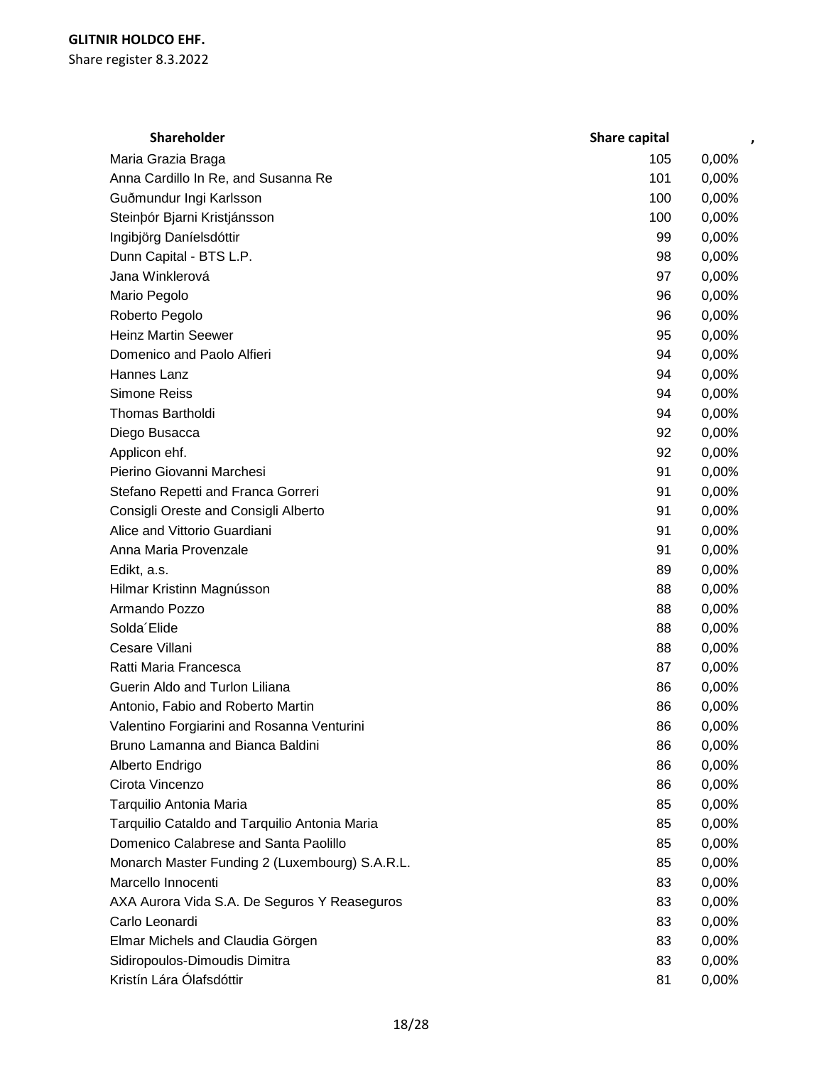**GLITNIR HOLDCO EHF.**

Share register 8.3.2022

| Shareholder | Share capital | , |
|---|---|---|
| Maria Grazia Braga | 105 | 0,00% |
| Anna Cardillo In Re, and Susanna Re | 101 | 0,00% |
| Guðmundur Ingi Karlsson | 100 | 0,00% |
| Steinþór Bjarni Kristjánsson | 100 | 0,00% |
| Ingibjörg Daníelsdóttir | 99 | 0,00% |
| Dunn Capital - BTS L.P. | 98 | 0,00% |
| Jana Winklerová | 97 | 0,00% |
| Mario Pegolo | 96 | 0,00% |
| Roberto Pegolo | 96 | 0,00% |
| Heinz Martin Seewer | 95 | 0,00% |
| Domenico and Paolo Alfieri | 94 | 0,00% |
| Hannes Lanz | 94 | 0,00% |
| Simone Reiss | 94 | 0,00% |
| Thomas Bartholdi | 94 | 0,00% |
| Diego Busacca | 92 | 0,00% |
| Applicon ehf. | 92 | 0,00% |
| Pierino Giovanni Marchesi | 91 | 0,00% |
| Stefano Repetti and Franca Gorreri | 91 | 0,00% |
| Consigli Oreste and Consigli Alberto | 91 | 0,00% |
| Alice and Vittorio Guardiani | 91 | 0,00% |
| Anna Maria Provenzale | 91 | 0,00% |
| Edikt, a.s. | 89 | 0,00% |
| Hilmar Kristinn Magnússon | 88 | 0,00% |
| Armando Pozzo | 88 | 0,00% |
| Solda´Elide | 88 | 0,00% |
| Cesare Villani | 88 | 0,00% |
| Ratti Maria Francesca | 87 | 0,00% |
| Guerin Aldo and Turlon Liliana | 86 | 0,00% |
| Antonio, Fabio and Roberto Martin | 86 | 0,00% |
| Valentino Forgiarini and Rosanna Venturini | 86 | 0,00% |
| Bruno Lamanna and Bianca Baldini | 86 | 0,00% |
| Alberto Endrigo | 86 | 0,00% |
| Cirota Vincenzo | 86 | 0,00% |
| Tarquilio Antonia Maria | 85 | 0,00% |
| Tarquilio Cataldo and Tarquilio Antonia Maria | 85 | 0,00% |
| Domenico Calabrese and Santa Paolillo | 85 | 0,00% |
| Monarch Master Funding 2 (Luxembourg) S.A.R.L. | 85 | 0,00% |
| Marcello Innocenti | 83 | 0,00% |
| AXA Aurora Vida S.A. De Seguros Y Reaseguros | 83 | 0,00% |
| Carlo Leonardi | 83 | 0,00% |
| Elmar Michels and Claudia Görgen | 83 | 0,00% |
| Sidiropoulos-Dimoudis Dimitra | 83 | 0,00% |
| Kristín Lára Ólafsdóttir | 81 | 0,00% |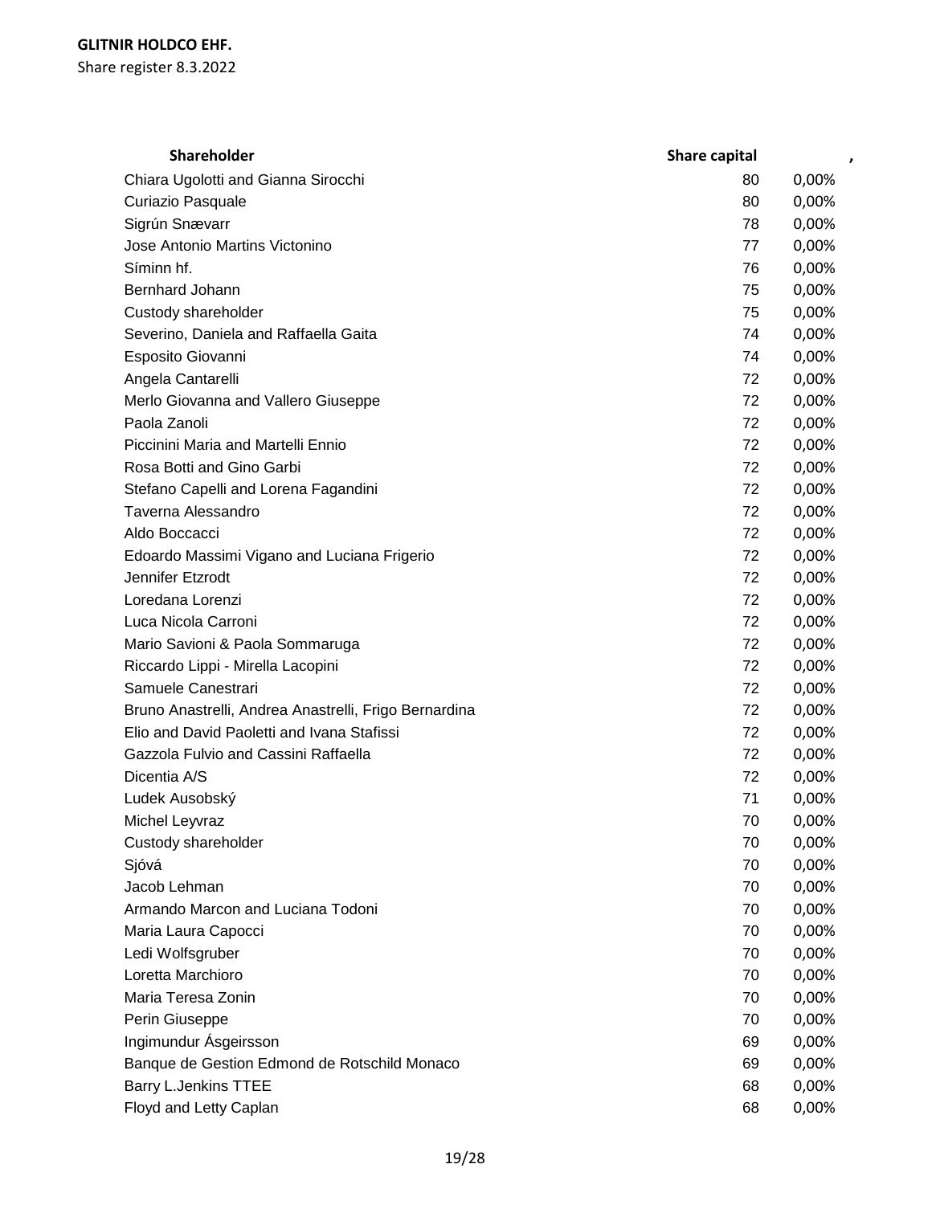**GLITNIR HOLDCO EHF.**
Share register 8.3.2022

| Shareholder | Share capital | , |
|---|---|---|
| Chiara Ugolotti and Gianna Sirocchi | 80 | 0,00% |
| Curiazio Pasquale | 80 | 0,00% |
| Sigrún Snævarr | 78 | 0,00% |
| Jose Antonio Martins Victonino | 77 | 0,00% |
| Síminn hf. | 76 | 0,00% |
| Bernhard Johann | 75 | 0,00% |
| Custody shareholder | 75 | 0,00% |
| Severino, Daniela and Raffaella Gaita | 74 | 0,00% |
| Esposito Giovanni | 74 | 0,00% |
| Angela Cantarelli | 72 | 0,00% |
| Merlo Giovanna and Vallero Giuseppe | 72 | 0,00% |
| Paola Zanoli | 72 | 0,00% |
| Piccinini Maria and Martelli Ennio | 72 | 0,00% |
| Rosa Botti and Gino Garbi | 72 | 0,00% |
| Stefano Capelli and Lorena Fagandini | 72 | 0,00% |
| Taverna Alessandro | 72 | 0,00% |
| Aldo Boccacci | 72 | 0,00% |
| Edoardo Massimi Vigano and Luciana Frigerio | 72 | 0,00% |
| Jennifer Etzrodt | 72 | 0,00% |
| Loredana Lorenzi | 72 | 0,00% |
| Luca Nicola Carroni | 72 | 0,00% |
| Mario Savioni & Paola Sommaruga | 72 | 0,00% |
| Riccardo Lippi - Mirella Lacopini | 72 | 0,00% |
| Samuele Canestrari | 72 | 0,00% |
| Bruno Anastrelli, Andrea Anastrelli, Frigo Bernardina | 72 | 0,00% |
| Elio and David Paoletti and Ivana Stafissi | 72 | 0,00% |
| Gazzola Fulvio and Cassini Raffaella | 72 | 0,00% |
| Dicentia A/S | 72 | 0,00% |
| Ludek Ausobský | 71 | 0,00% |
| Michel Leyvraz | 70 | 0,00% |
| Custody shareholder | 70 | 0,00% |
| Sjóvá | 70 | 0,00% |
| Jacob Lehman | 70 | 0,00% |
| Armando Marcon and Luciana Todoni | 70 | 0,00% |
| Maria Laura Capocci | 70 | 0,00% |
| Ledi Wolfsgruber | 70 | 0,00% |
| Loretta Marchioro | 70 | 0,00% |
| Maria Teresa Zonin | 70 | 0,00% |
| Perin Giuseppe | 70 | 0,00% |
| Ingimundur Ásgeirsson | 69 | 0,00% |
| Banque de Gestion Edmond de Rotschild Monaco | 69 | 0,00% |
| Barry L.Jenkins TTEE | 68 | 0,00% |
| Floyd and Letty Caplan | 68 | 0,00% |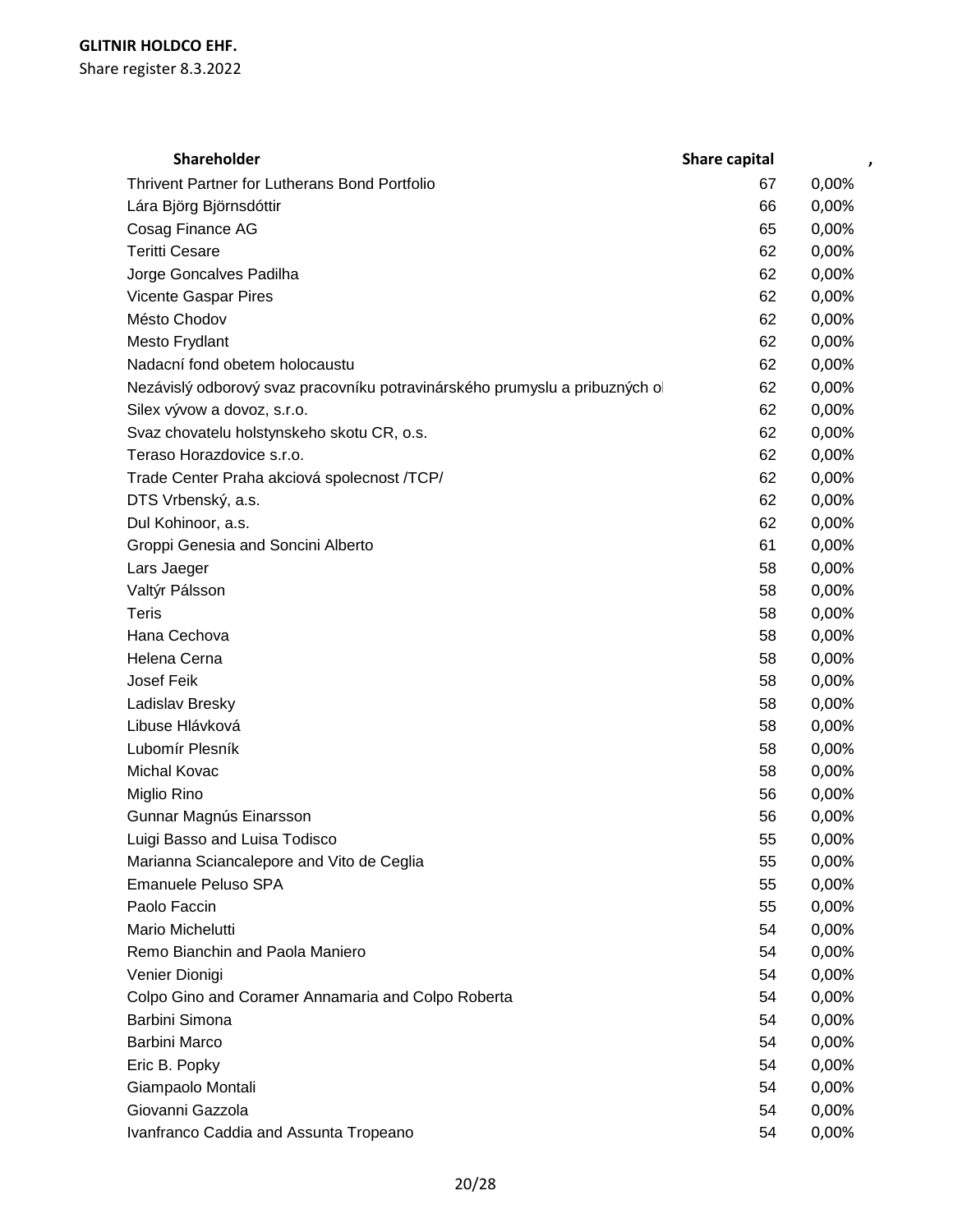**GLITNIR HOLDCO EHF.**
Share register 8.3.2022

| Shareholder | Share capital | , |
|---|---|---|
| Thrivent Partner for Lutherans Bond Portfolio | 67 | 0,00% |
| Lára Björg Björnsdóttir | 66 | 0,00% |
| Cosag Finance AG | 65 | 0,00% |
| Teritti Cesare | 62 | 0,00% |
| Jorge Goncalves Padilha | 62 | 0,00% |
| Vicente Gaspar Pires | 62 | 0,00% |
| Mésto Chodov | 62 | 0,00% |
| Mesto Frydlant | 62 | 0,00% |
| Nadacní fond obetem holocaustu | 62 | 0,00% |
| Nezávislý odborový svaz pracovníku potravinárského prumyslu a pribuzných ol | 62 | 0,00% |
| Silex vývow a dovoz, s.r.o. | 62 | 0,00% |
| Svaz chovatelu holstynskeho skotu CR, o.s. | 62 | 0,00% |
| Teraso Horazdovice s.r.o. | 62 | 0,00% |
| Trade Center Praha akciová spolecnost /TCP/ | 62 | 0,00% |
| DTS Vrbenský, a.s. | 62 | 0,00% |
| Dul Kohinoor, a.s. | 62 | 0,00% |
| Groppi Genesia and Soncini Alberto | 61 | 0,00% |
| Lars Jaeger | 58 | 0,00% |
| Valtýr Pálsson | 58 | 0,00% |
| Teris | 58 | 0,00% |
| Hana Cechova | 58 | 0,00% |
| Helena Cerna | 58 | 0,00% |
| Josef Feik | 58 | 0,00% |
| Ladislav Bresky | 58 | 0,00% |
| Libuse Hlávková | 58 | 0,00% |
| Lubomír Plesník | 58 | 0,00% |
| Michal Kovac | 58 | 0,00% |
| Miglio Rino | 56 | 0,00% |
| Gunnar Magnús Einarsson | 56 | 0,00% |
| Luigi Basso and Luisa Todisco | 55 | 0,00% |
| Marianna Sciancalepore and Vito de Ceglia | 55 | 0,00% |
| Emanuele Peluso SPA | 55 | 0,00% |
| Paolo Faccin | 55 | 0,00% |
| Mario Michelutti | 54 | 0,00% |
| Remo Bianchin and Paola Maniero | 54 | 0,00% |
| Venier Dionigi | 54 | 0,00% |
| Colpo Gino and Coramer Annamaria and Colpo Roberta | 54 | 0,00% |
| Barbini Simona | 54 | 0,00% |
| Barbini Marco | 54 | 0,00% |
| Eric B. Popky | 54 | 0,00% |
| Giampaolo Montali | 54 | 0,00% |
| Giovanni Gazzola | 54 | 0,00% |
| Ivanfranco Caddia and Assunta Tropeano | 54 | 0,00% |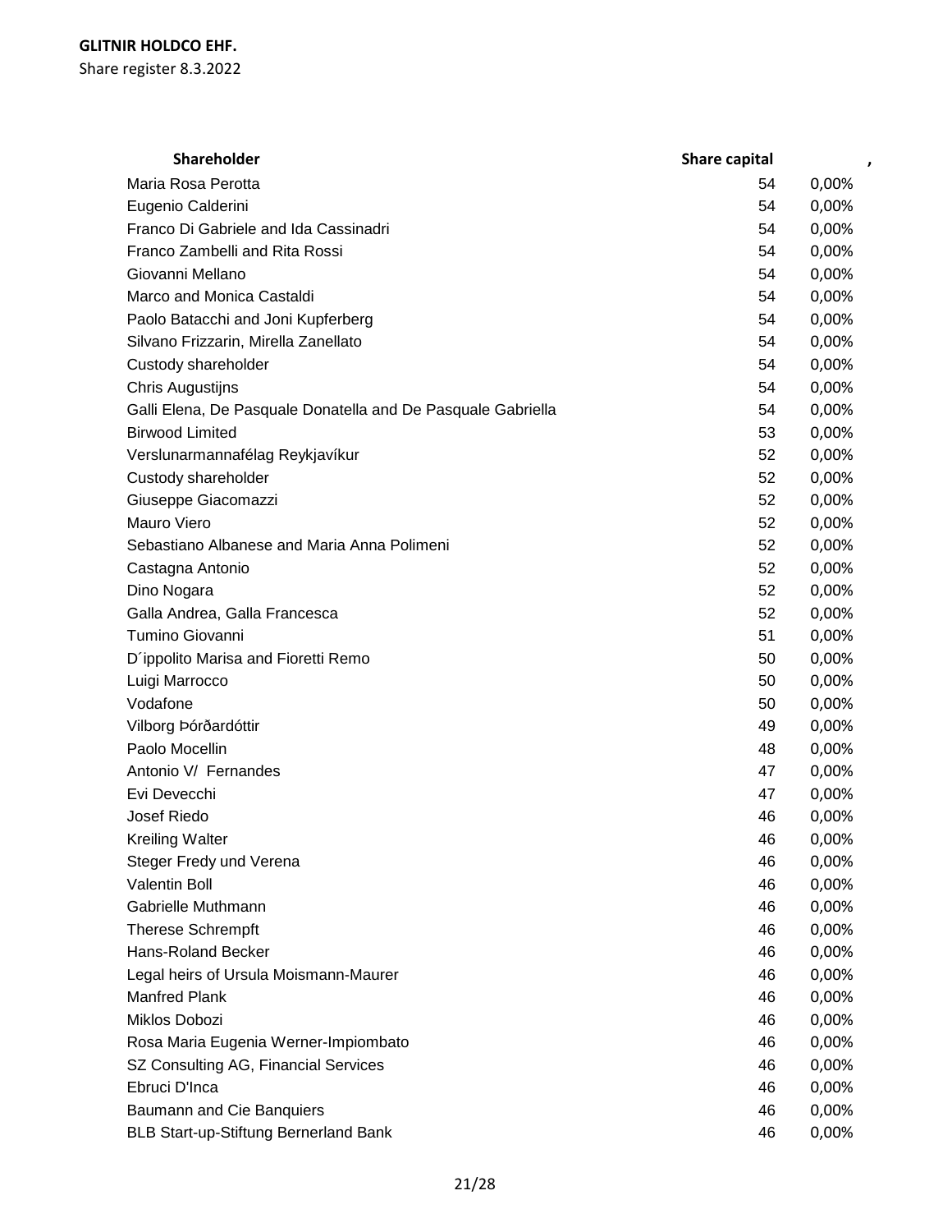**GLITNIR HOLDCO EHF.**
Share register 8.3.2022

| Shareholder | Share capital | , |
|---|---|---|
| Maria Rosa Perotta | 54 | 0,00% |
| Eugenio Calderini | 54 | 0,00% |
| Franco Di Gabriele and Ida Cassinadri | 54 | 0,00% |
| Franco Zambelli and Rita Rossi | 54 | 0,00% |
| Giovanni Mellano | 54 | 0,00% |
| Marco and Monica Castaldi | 54 | 0,00% |
| Paolo Batacchi and Joni Kupferberg | 54 | 0,00% |
| Silvano Frizzarin, Mirella Zanellato | 54 | 0,00% |
| Custody shareholder | 54 | 0,00% |
| Chris Augustijns | 54 | 0,00% |
| Galli Elena, De Pasquale Donatella and De Pasquale Gabriella | 54 | 0,00% |
| Birwood Limited | 53 | 0,00% |
| Verslunarmannafélag Reykjavíkur | 52 | 0,00% |
| Custody shareholder | 52 | 0,00% |
| Giuseppe Giacomazzi | 52 | 0,00% |
| Mauro Viero | 52 | 0,00% |
| Sebastiano Albanese and Maria Anna Polimeni | 52 | 0,00% |
| Castagna Antonio | 52 | 0,00% |
| Dino Nogara | 52 | 0,00% |
| Galla Andrea, Galla Francesca | 52 | 0,00% |
| Tumino Giovanni | 51 | 0,00% |
| D´ippolito Marisa and Fioretti Remo | 50 | 0,00% |
| Luigi Marrocco | 50 | 0,00% |
| Vodafone | 50 | 0,00% |
| Vilborg Þórðardóttir | 49 | 0,00% |
| Paolo Mocellin | 48 | 0,00% |
| Antonio V/ Fernandes | 47 | 0,00% |
| Evi Devecchi | 47 | 0,00% |
| Josef Riedo | 46 | 0,00% |
| Kreiling Walter | 46 | 0,00% |
| Steger Fredy und Verena | 46 | 0,00% |
| Valentin Boll | 46 | 0,00% |
| Gabrielle Muthmann | 46 | 0,00% |
| Therese Schrempft | 46 | 0,00% |
| Hans-Roland Becker | 46 | 0,00% |
| Legal heirs of Ursula Moismann-Maurer | 46 | 0,00% |
| Manfred Plank | 46 | 0,00% |
| Miklos Dobozi | 46 | 0,00% |
| Rosa Maria Eugenia Werner-Impiombato | 46 | 0,00% |
| SZ Consulting AG, Financial Services | 46 | 0,00% |
| Ebruci D'Inca | 46 | 0,00% |
| Baumann and Cie Banquiers | 46 | 0,00% |
| BLB Start-up-Stiftung Bernerland Bank | 46 | 0,00% |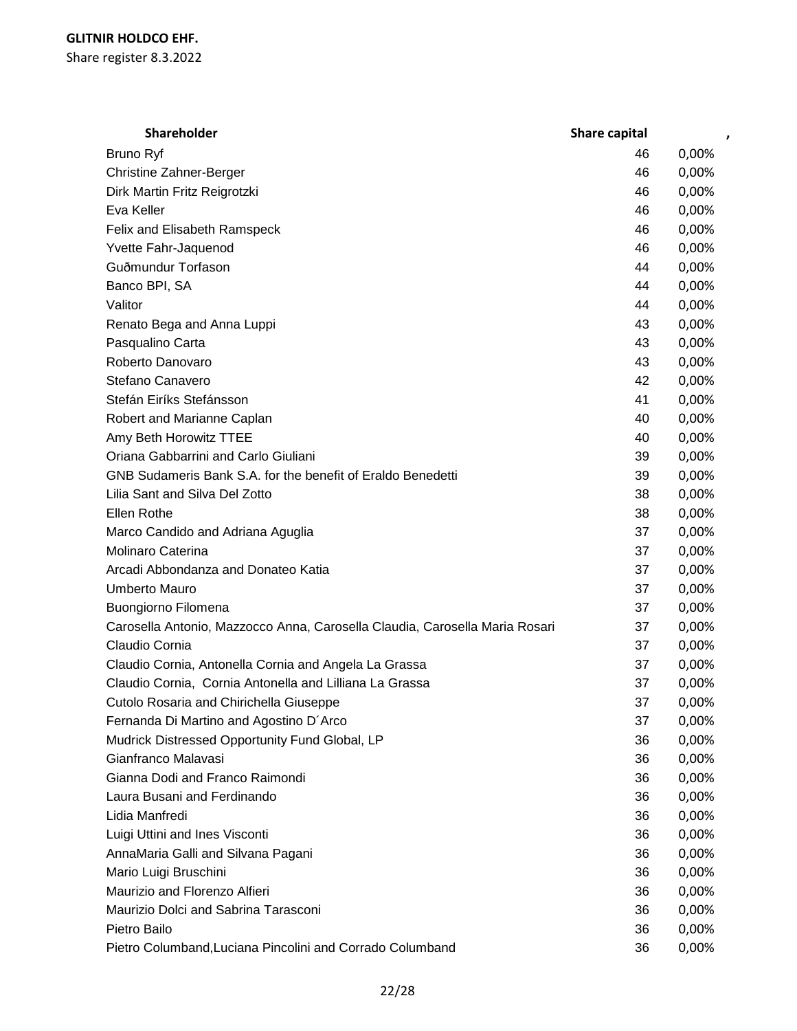**GLITNIR HOLDCO EHF.**
Share register 8.3.2022

| Shareholder | Share capital | , |
|---|---|---|
| Bruno Ryf | 46 | 0,00% |
| Christine Zahner-Berger | 46 | 0,00% |
| Dirk Martin Fritz Reigrotzki | 46 | 0,00% |
| Eva Keller | 46 | 0,00% |
| Felix and Elisabeth Ramspeck | 46 | 0,00% |
| Yvette Fahr-Jaquenod | 46 | 0,00% |
| Guðmundur Torfason | 44 | 0,00% |
| Banco BPI, SA | 44 | 0,00% |
| Valitor | 44 | 0,00% |
| Renato Bega and Anna Luppi | 43 | 0,00% |
| Pasqualino Carta | 43 | 0,00% |
| Roberto Danovaro | 43 | 0,00% |
| Stefano Canavero | 42 | 0,00% |
| Stefán Eiríks Stefánsson | 41 | 0,00% |
| Robert and Marianne Caplan | 40 | 0,00% |
| Amy Beth Horowitz TTEE | 40 | 0,00% |
| Oriana Gabbarrini and Carlo Giuliani | 39 | 0,00% |
| GNB Sudameris Bank S.A. for the benefit of Eraldo Benedetti | 39 | 0,00% |
| Lilia Sant and Silva Del Zotto | 38 | 0,00% |
| Ellen Rothe | 38 | 0,00% |
| Marco Candido and Adriana Aguglia | 37 | 0,00% |
| Molinaro Caterina | 37 | 0,00% |
| Arcadi Abbondanza and Donateo Katia | 37 | 0,00% |
| Umberto Mauro | 37 | 0,00% |
| Buongiorno Filomena | 37 | 0,00% |
| Carosella Antonio, Mazzocco Anna, Carosella Claudia, Carosella Maria Rosari | 37 | 0,00% |
| Claudio Cornia | 37 | 0,00% |
| Claudio Cornia, Antonella Cornia and Angela La Grassa | 37 | 0,00% |
| Claudio Cornia,  Cornia Antonella and Lilliana La Grassa | 37 | 0,00% |
| Cutolo Rosaria and Chirichella Giuseppe | 37 | 0,00% |
| Fernanda Di Martino and Agostino D´Arco | 37 | 0,00% |
| Mudrick Distressed Opportunity Fund Global, LP | 36 | 0,00% |
| Gianfranco Malavasi | 36 | 0,00% |
| Gianna Dodi and Franco Raimondi | 36 | 0,00% |
| Laura Busani and Ferdinando | 36 | 0,00% |
| Lidia Manfredi | 36 | 0,00% |
| Luigi Uttini and Ines Visconti | 36 | 0,00% |
| AnnaMaria Galli and Silvana Pagani | 36 | 0,00% |
| Mario Luigi Bruschini | 36 | 0,00% |
| Maurizio and Florenzo Alfieri | 36 | 0,00% |
| Maurizio Dolci and Sabrina Tarasconi | 36 | 0,00% |
| Pietro Bailo | 36 | 0,00% |
| Pietro Columband,Luciana Pincolini and Corrado Columband | 36 | 0,00% |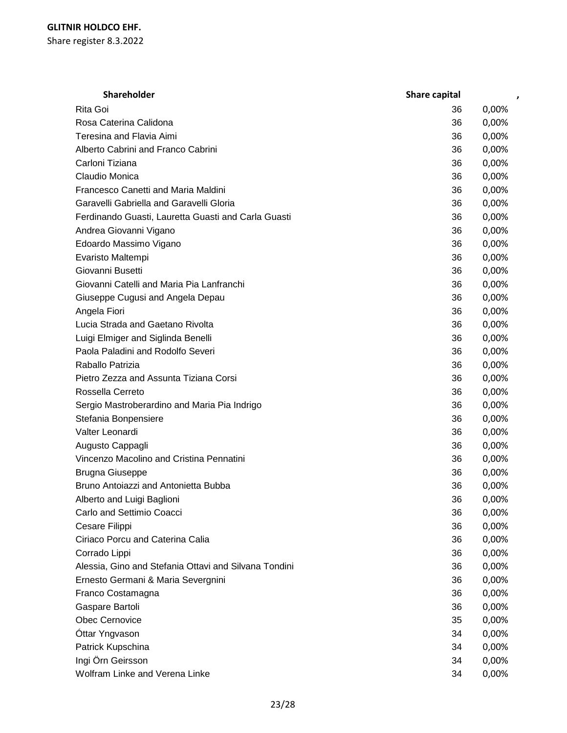**GLITNIR HOLDCO EHF.**
Share register 8.3.2022

| Shareholder | Share capital | , |
|---|---|---|
| Rita Goi | 36 | 0,00% |
| Rosa Caterina Calidona | 36 | 0,00% |
| Teresina and Flavia Aimi | 36 | 0,00% |
| Alberto Cabrini and Franco Cabrini | 36 | 0,00% |
| Carloni Tiziana | 36 | 0,00% |
| Claudio Monica | 36 | 0,00% |
| Francesco Canetti and Maria Maldini | 36 | 0,00% |
| Garavelli Gabriella and Garavelli Gloria | 36 | 0,00% |
| Ferdinando Guasti, Lauretta Guasti and Carla Guasti | 36 | 0,00% |
| Andrea Giovanni Vigano | 36 | 0,00% |
| Edoardo Massimo Vigano | 36 | 0,00% |
| Evaristo Maltempi | 36 | 0,00% |
| Giovanni Busetti | 36 | 0,00% |
| Giovanni Catelli and Maria Pia Lanfranchi | 36 | 0,00% |
| Giuseppe Cugusi and Angela Depau | 36 | 0,00% |
| Angela Fiori | 36 | 0,00% |
| Lucia Strada and Gaetano Rivolta | 36 | 0,00% |
| Luigi Elmiger and Siglinda Benelli | 36 | 0,00% |
| Paola Paladini and Rodolfo Severi | 36 | 0,00% |
| Raballo Patrizia | 36 | 0,00% |
| Pietro Zezza and Assunta Tiziana Corsi | 36 | 0,00% |
| Rossella Cerreto | 36 | 0,00% |
| Sergio Mastroberardino and Maria Pia Indrigo | 36 | 0,00% |
| Stefania Bonpensiere | 36 | 0,00% |
| Valter Leonardi | 36 | 0,00% |
| Augusto Cappagli | 36 | 0,00% |
| Vincenzo Macolino and Cristina Pennatini | 36 | 0,00% |
| Brugna Giuseppe | 36 | 0,00% |
| Bruno Antoiazzi and Antonietta Bubba | 36 | 0,00% |
| Alberto and Luigi Baglioni | 36 | 0,00% |
| Carlo and Settimio Coacci | 36 | 0,00% |
| Cesare Filippi | 36 | 0,00% |
| Ciriaco Porcu and Caterina Calia | 36 | 0,00% |
| Corrado Lippi | 36 | 0,00% |
| Alessia, Gino and Stefania Ottavi and Silvana Tondini | 36 | 0,00% |
| Ernesto Germani & Maria Severgnini | 36 | 0,00% |
| Franco Costamagna | 36 | 0,00% |
| Gaspare Bartoli | 36 | 0,00% |
| Obec Cernovice | 35 | 0,00% |
| Óttar Yngvason | 34 | 0,00% |
| Patrick Kupschina | 34 | 0,00% |
| Ingi Örn Geirsson | 34 | 0,00% |
| Wolfram Linke and Verena Linke | 34 | 0,00% |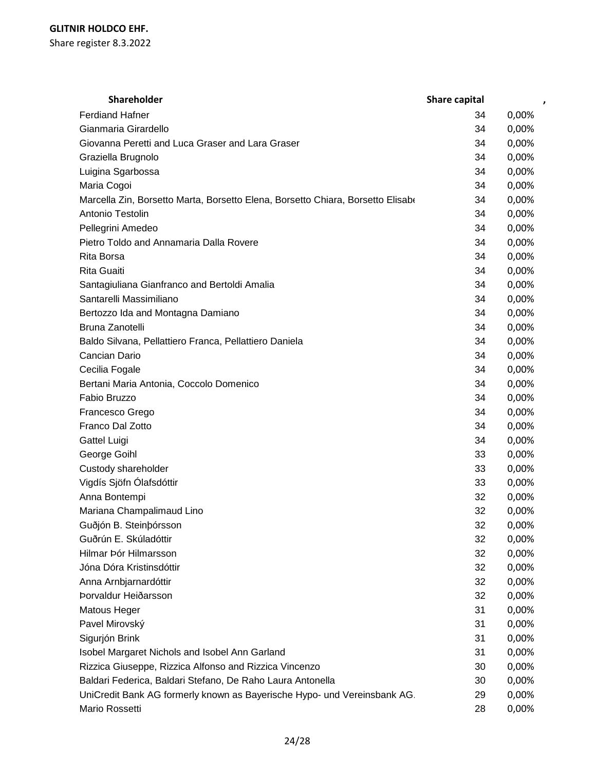**GLITNIR HOLDCO EHF.**
Share register 8.3.2022

| Shareholder | Share capital | , |
|---|---|---|
| Ferdiand Hafner | 34 | 0,00% |
| Gianmaria Girardello | 34 | 0,00% |
| Giovanna Peretti and Luca Graser and Lara Graser | 34 | 0,00% |
| Graziella Brugnolo | 34 | 0,00% |
| Luigina Sgarbossa | 34 | 0,00% |
| Maria Cogoi | 34 | 0,00% |
| Marcella Zin, Borsetto Marta, Borsetto Elena, Borsetto Chiara, Borsetto Elisab | 34 | 0,00% |
| Antonio Testolin | 34 | 0,00% |
| Pellegrini Amedeo | 34 | 0,00% |
| Pietro Toldo and Annamaria Dalla Rovere | 34 | 0,00% |
| Rita Borsa | 34 | 0,00% |
| Rita Guaiti | 34 | 0,00% |
| Santagiuliana Gianfranco and Bertoldi Amalia | 34 | 0,00% |
| Santarelli Massimiliano | 34 | 0,00% |
| Bertozzo Ida and Montagna Damiano | 34 | 0,00% |
| Bruna Zanotelli | 34 | 0,00% |
| Baldo Silvana, Pellattiero Franca, Pellattiero Daniela | 34 | 0,00% |
| Cancian Dario | 34 | 0,00% |
| Cecilia Fogale | 34 | 0,00% |
| Bertani Maria Antonia, Coccolo Domenico | 34 | 0,00% |
| Fabio Bruzzo | 34 | 0,00% |
| Francesco Grego | 34 | 0,00% |
| Franco Dal Zotto | 34 | 0,00% |
| Gattel Luigi | 34 | 0,00% |
| George Goihl | 33 | 0,00% |
| Custody shareholder | 33 | 0,00% |
| Vigdís Sjöfn Ólafsdóttir | 33 | 0,00% |
| Anna Bontempi | 32 | 0,00% |
| Mariana Champalimaud Lino | 32 | 0,00% |
| Guðjón B. Steinþórsson | 32 | 0,00% |
| Guðrún E. Skúladóttir | 32 | 0,00% |
| Hilmar Þór Hilmarsson | 32 | 0,00% |
| Jóna Dóra Kristinsdóttir | 32 | 0,00% |
| Anna Arnbjarnardóttir | 32 | 0,00% |
| Þorvaldur Heiðarsson | 32 | 0,00% |
| Matous Heger | 31 | 0,00% |
| Pavel Mirovský | 31 | 0,00% |
| Sigurjón Brink | 31 | 0,00% |
| Isobel Margaret Nichols and Isobel Ann Garland | 31 | 0,00% |
| Rizzica Giuseppe, Rizzica Alfonso and Rizzica Vincenzo | 30 | 0,00% |
| Baldari Federica, Baldari Stefano, De Raho Laura Antonella | 30 | 0,00% |
| UniCredit Bank AG formerly known as Bayerische Hypo- und Vereinsbank AG. | 29 | 0,00% |
| Mario Rossetti | 28 | 0,00% |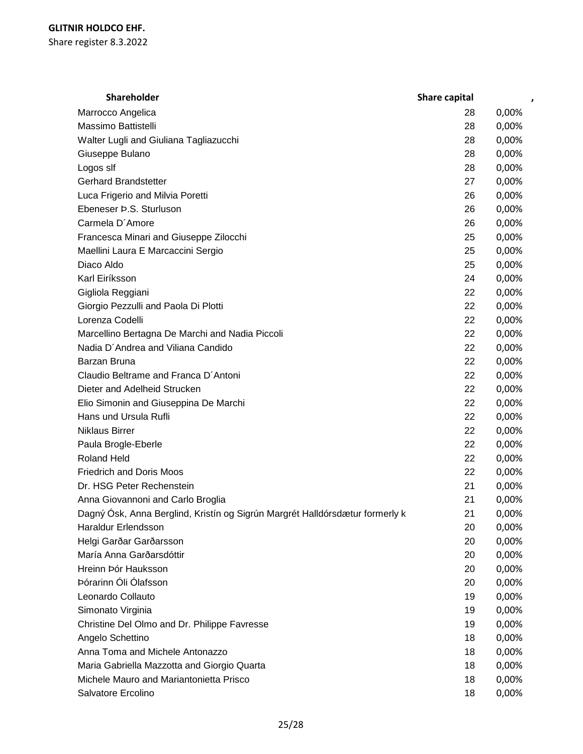**GLITNIR HOLDCO EHF.**
Share register 8.3.2022

| Shareholder | Share capital | , |
|---|---|---|
| Marrocco Angelica | 28 | 0,00% |
| Massimo Battistelli | 28 | 0,00% |
| Walter Lugli and Giuliana Tagliazucchi | 28 | 0,00% |
| Giuseppe Bulano | 28 | 0,00% |
| Logos slf | 28 | 0,00% |
| Gerhard Brandstetter | 27 | 0,00% |
| Luca Frigerio and Milvia Poretti | 26 | 0,00% |
| Ebeneser Þ.S. Sturluson | 26 | 0,00% |
| Carmela D´Amore | 26 | 0,00% |
| Francesca Minari and Giuseppe Zilocchi | 25 | 0,00% |
| Maellini Laura E Marcaccini Sergio | 25 | 0,00% |
| Diaco Aldo | 25 | 0,00% |
| Karl Eiríksson | 24 | 0,00% |
| Gigliola Reggiani | 22 | 0,00% |
| Giorgio Pezzulli and Paola Di Plotti | 22 | 0,00% |
| Lorenza Codelli | 22 | 0,00% |
| Marcellino Bertagna De Marchi and Nadia Piccoli | 22 | 0,00% |
| Nadia D´Andrea and Viliana Candido | 22 | 0,00% |
| Barzan Bruna | 22 | 0,00% |
| Claudio Beltrame and Franca D´Antoni | 22 | 0,00% |
| Dieter and Adelheid Strucken | 22 | 0,00% |
| Elio Simonin and Giuseppina De Marchi | 22 | 0,00% |
| Hans und Ursula Rufli | 22 | 0,00% |
| Niklaus Birrer | 22 | 0,00% |
| Paula Brogle-Eberle | 22 | 0,00% |
| Roland Held | 22 | 0,00% |
| Friedrich and Doris Moos | 22 | 0,00% |
| Dr. HSG Peter Rechenstein | 21 | 0,00% |
| Anna Giovannoni and Carlo Broglia | 21 | 0,00% |
| Dagný Ósk, Anna Berglind, Kristín og Sigrún Margrét Halldórsdætur formerly k | 21 | 0,00% |
| Haraldur Erlendsson | 20 | 0,00% |
| Helgi Garðar Garðarsson | 20 | 0,00% |
| María Anna Garðarsdóttir | 20 | 0,00% |
| Hreinn Þór Hauksson | 20 | 0,00% |
| Þórarinn Óli Ólafsson | 20 | 0,00% |
| Leonardo Collauto | 19 | 0,00% |
| Simonato Virginia | 19 | 0,00% |
| Christine Del Olmo and Dr. Philippe Favresse | 19 | 0,00% |
| Angelo Schettino | 18 | 0,00% |
| Anna Toma and Michele Antonazzo | 18 | 0,00% |
| Maria Gabriella Mazzotta and Giorgio Quarta | 18 | 0,00% |
| Michele Mauro and Mariantonietta Prisco | 18 | 0,00% |
| Salvatore Ercolino | 18 | 0,00% |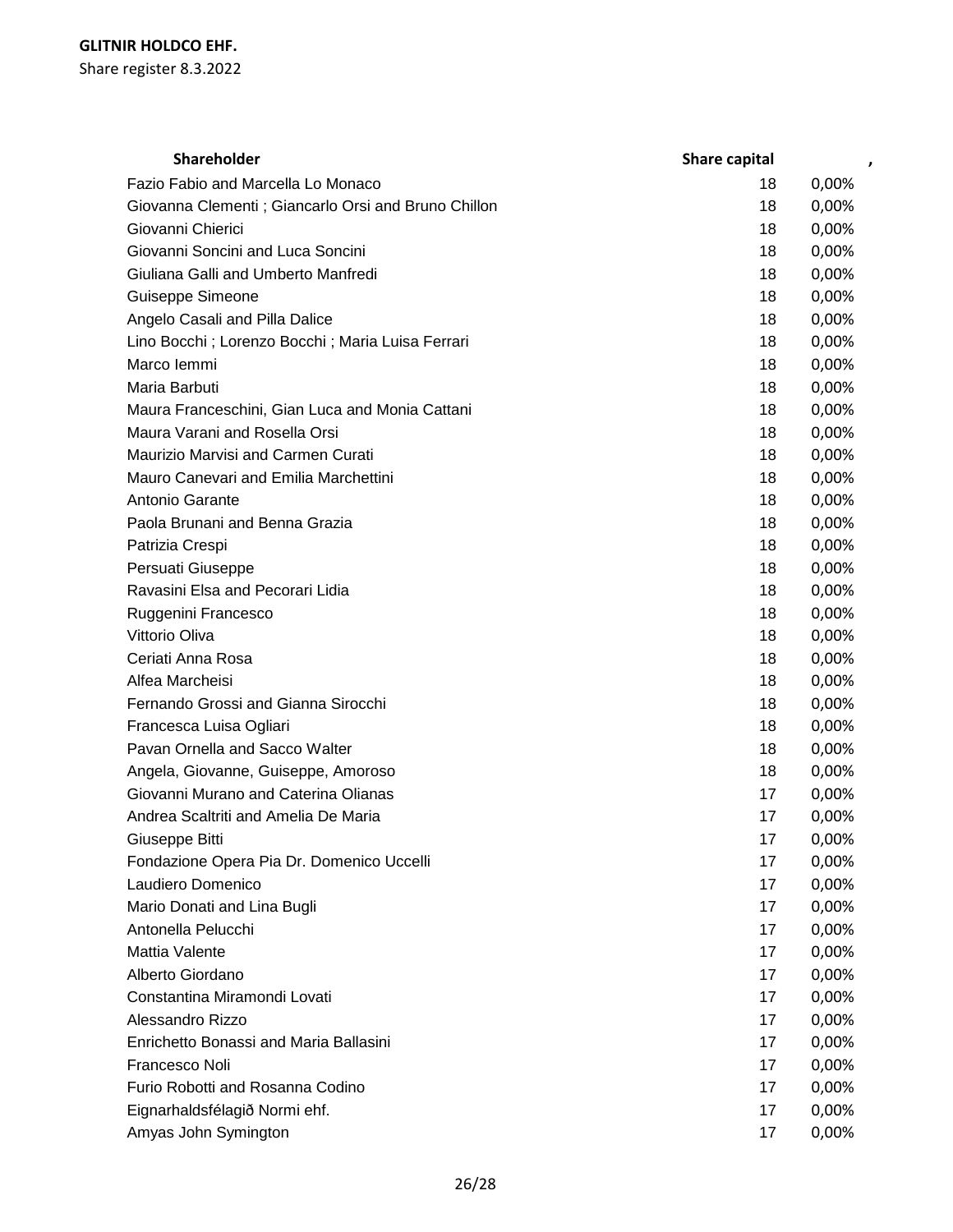**GLITNIR HOLDCO EHF.**
Share register 8.3.2022

| Shareholder | Share capital | , |
|---|---|---|
| Fazio Fabio and Marcella Lo Monaco | 18 | 0,00% |
| Giovanna Clementi ; Giancarlo Orsi and Bruno Chillon | 18 | 0,00% |
| Giovanni Chierici | 18 | 0,00% |
| Giovanni Soncini and Luca Soncini | 18 | 0,00% |
| Giuliana Galli and Umberto Manfredi | 18 | 0,00% |
| Guiseppe Simeone | 18 | 0,00% |
| Angelo Casali and Pilla Dalice | 18 | 0,00% |
| Lino Bocchi ; Lorenzo Bocchi ; Maria Luisa Ferrari | 18 | 0,00% |
| Marco Iemmi | 18 | 0,00% |
| Maria Barbuti | 18 | 0,00% |
| Maura Franceschini, Gian Luca and Monia Cattani | 18 | 0,00% |
| Maura Varani and Rosella Orsi | 18 | 0,00% |
| Maurizio Marvisi and Carmen Curati | 18 | 0,00% |
| Mauro Canevari and Emilia Marchettini | 18 | 0,00% |
| Antonio Garante | 18 | 0,00% |
| Paola Brunani and Benna Grazia | 18 | 0,00% |
| Patrizia Crespi | 18 | 0,00% |
| Persuati Giuseppe | 18 | 0,00% |
| Ravasini Elsa and Pecorari Lidia | 18 | 0,00% |
| Ruggenini Francesco | 18 | 0,00% |
| Vittorio Oliva | 18 | 0,00% |
| Ceriati Anna Rosa | 18 | 0,00% |
| Alfea Marcheisi | 18 | 0,00% |
| Fernando Grossi and Gianna Sirocchi | 18 | 0,00% |
| Francesca Luisa Ogliari | 18 | 0,00% |
| Pavan Ornella and Sacco Walter | 18 | 0,00% |
| Angela, Giovanne, Guiseppe, Amoroso | 18 | 0,00% |
| Giovanni Murano and Caterina Olianas | 17 | 0,00% |
| Andrea Scaltriti and Amelia De Maria | 17 | 0,00% |
| Giuseppe Bitti | 17 | 0,00% |
| Fondazione Opera Pia Dr. Domenico Uccelli | 17 | 0,00% |
| Laudiero Domenico | 17 | 0,00% |
| Mario Donati and Lina Bugli | 17 | 0,00% |
| Antonella Pelucchi | 17 | 0,00% |
| Mattia Valente | 17 | 0,00% |
| Alberto Giordano | 17 | 0,00% |
| Constantina Miramondi Lovati | 17 | 0,00% |
| Alessandro Rizzo | 17 | 0,00% |
| Enrichetto Bonassi and Maria Ballasini | 17 | 0,00% |
| Francesco Noli | 17 | 0,00% |
| Furio Robotti and Rosanna Codino | 17 | 0,00% |
| Eignarhaldsfélagið Normi ehf. | 17 | 0,00% |
| Amyas John Symington | 17 | 0,00% |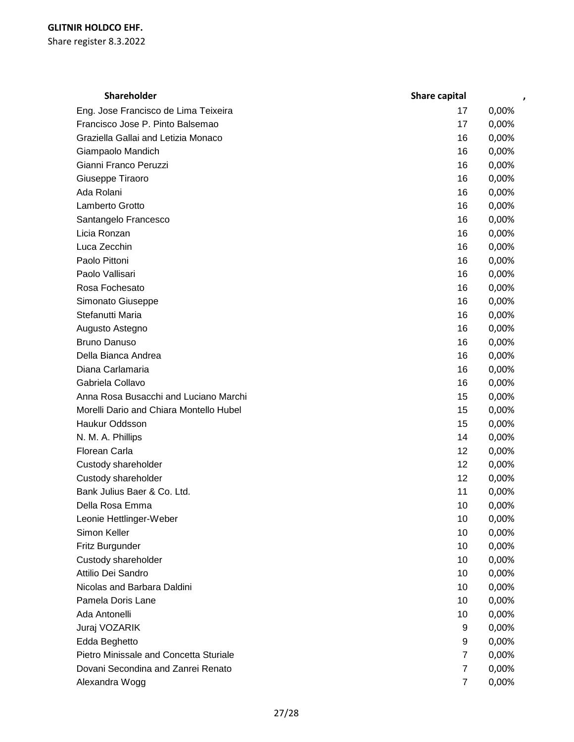**GLITNIR HOLDCO EHF.**

Share register 8.3.2022

| Shareholder | Share capital | , |
|---|---|---|
| Eng. Jose Francisco de Lima Teixeira | 17 | 0,00% |
| Francisco Jose P. Pinto Balsemao | 17 | 0,00% |
| Graziella Gallai and Letizia Monaco | 16 | 0,00% |
| Giampaolo Mandich | 16 | 0,00% |
| Gianni Franco Peruzzi | 16 | 0,00% |
| Giuseppe Tiraoro | 16 | 0,00% |
| Ada Rolani | 16 | 0,00% |
| Lamberto Grotto | 16 | 0,00% |
| Santangelo Francesco | 16 | 0,00% |
| Licia Ronzan | 16 | 0,00% |
| Luca Zecchin | 16 | 0,00% |
| Paolo Pittoni | 16 | 0,00% |
| Paolo Vallisari | 16 | 0,00% |
| Rosa Fochesato | 16 | 0,00% |
| Simonato Giuseppe | 16 | 0,00% |
| Stefanutti Maria | 16 | 0,00% |
| Augusto Astegno | 16 | 0,00% |
| Bruno Danuso | 16 | 0,00% |
| Della Bianca Andrea | 16 | 0,00% |
| Diana Carlamaria | 16 | 0,00% |
| Gabriela Collavo | 16 | 0,00% |
| Anna Rosa Busacchi and Luciano Marchi | 15 | 0,00% |
| Morelli Dario and Chiara Montello Hubel | 15 | 0,00% |
| Haukur Oddsson | 15 | 0,00% |
| N. M. A. Phillips | 14 | 0,00% |
| Florean Carla | 12 | 0,00% |
| Custody shareholder | 12 | 0,00% |
| Custody shareholder | 12 | 0,00% |
| Bank Julius Baer & Co. Ltd. | 11 | 0,00% |
| Della Rosa Emma | 10 | 0,00% |
| Leonie Hettlinger-Weber | 10 | 0,00% |
| Simon Keller | 10 | 0,00% |
| Fritz Burgunder | 10 | 0,00% |
| Custody shareholder | 10 | 0,00% |
| Attilio Dei Sandro | 10 | 0,00% |
| Nicolas and Barbara Daldini | 10 | 0,00% |
| Pamela Doris Lane | 10 | 0,00% |
| Ada Antonelli | 10 | 0,00% |
| Juraj VOZARIK | 9 | 0,00% |
| Edda Beghetto | 9 | 0,00% |
| Pietro Minissale and Concetta Sturiale | 7 | 0,00% |
| Dovani Secondina and Zanrei Renato | 7 | 0,00% |
| Alexandra Wogg | 7 | 0,00% |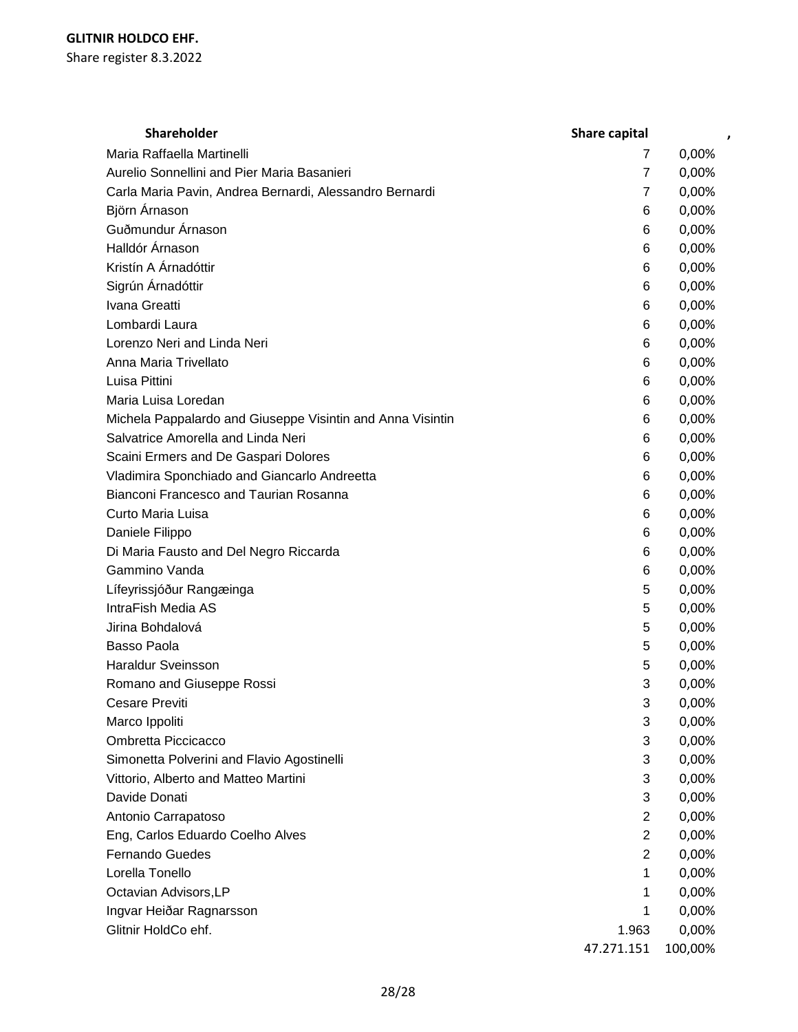**GLITNIR HOLDCO EHF.**
Share register 8.3.2022

| Shareholder | Share capital | , |
|---|---|---|
| Maria Raffaella Martinelli | 7 | 0,00% |
| Aurelio Sonnellini and Pier Maria Basanieri | 7 | 0,00% |
| Carla Maria Pavin, Andrea Bernardi, Alessandro Bernardi | 7 | 0,00% |
| Björn Árnason | 6 | 0,00% |
| Guðmundur Árnason | 6 | 0,00% |
| Halldór Árnason | 6 | 0,00% |
| Kristín A Árnadóttir | 6 | 0,00% |
| Sigrún Árnadóttir | 6 | 0,00% |
| Ivana Greatti | 6 | 0,00% |
| Lombardi Laura | 6 | 0,00% |
| Lorenzo Neri and Linda Neri | 6 | 0,00% |
| Anna Maria Trivellato | 6 | 0,00% |
| Luisa Pittini | 6 | 0,00% |
| Maria Luisa Loredan | 6 | 0,00% |
| Michela Pappalardo and Giuseppe Visintin and Anna Visintin | 6 | 0,00% |
| Salvatrice Amorella and Linda Neri | 6 | 0,00% |
| Scaini Ermers and De Gaspari Dolores | 6 | 0,00% |
| Vladimira Sponchiado and Giancarlo Andreetta | 6 | 0,00% |
| Bianconi Francesco and Taurian Rosanna | 6 | 0,00% |
| Curto Maria Luisa | 6 | 0,00% |
| Daniele Filippo | 6 | 0,00% |
| Di Maria Fausto and Del Negro Riccarda | 6 | 0,00% |
| Gammino Vanda | 6 | 0,00% |
| Lífeyrissjóður Rangæinga | 5 | 0,00% |
| IntraFish Media AS | 5 | 0,00% |
| Jirina Bohdalová | 5 | 0,00% |
| Basso Paola | 5 | 0,00% |
| Haraldur Sveinsson | 5 | 0,00% |
| Romano and Giuseppe Rossi | 3 | 0,00% |
| Cesare Previti | 3 | 0,00% |
| Marco Ippoliti | 3 | 0,00% |
| Ombretta Piccicacco | 3 | 0,00% |
| Simonetta Polverini and Flavio Agostinelli | 3 | 0,00% |
| Vittorio, Alberto and Matteo Martini | 3 | 0,00% |
| Davide Donati | 3 | 0,00% |
| Antonio Carrapatoso | 2 | 0,00% |
| Eng, Carlos Eduardo Coelho Alves | 2 | 0,00% |
| Fernando Guedes | 2 | 0,00% |
| Lorella Tonello | 1 | 0,00% |
| Octavian Advisors,LP | 1 | 0,00% |
| Ingvar Heiðar Ragnarsson | 1 | 0,00% |
| Glitnir HoldCo ehf. | 1.963 | 0,00% |
| | 47.271.151 | 100,00% |